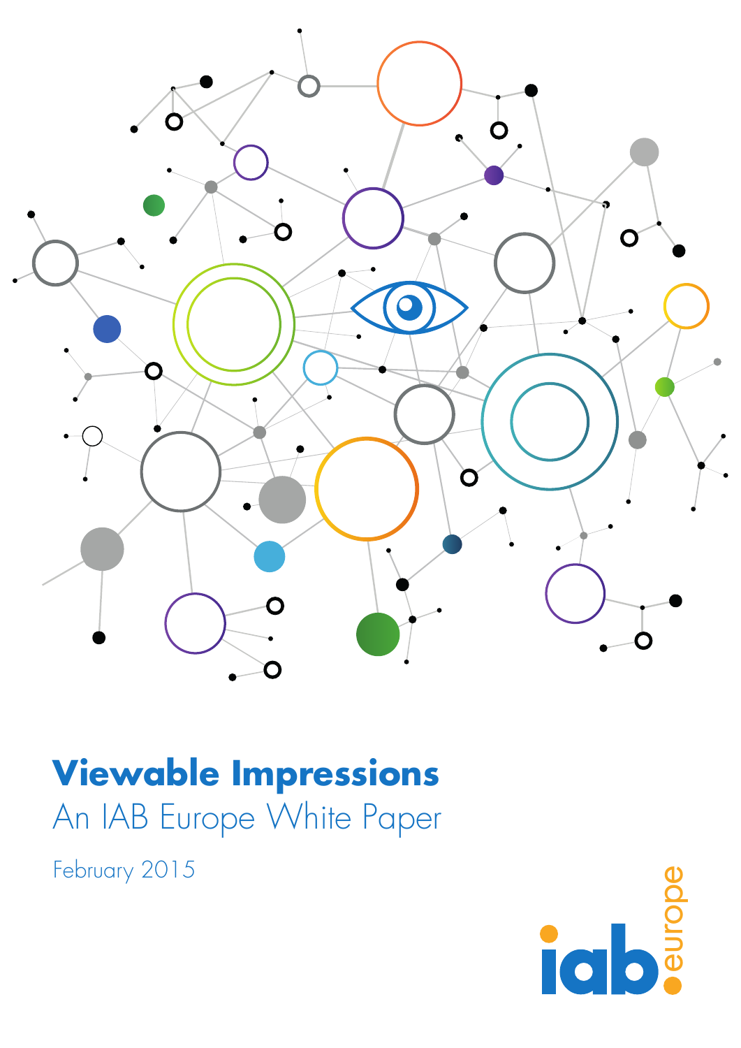# Viewable Impressions

## An IAB Europe White Paper

February 2015

iab.europe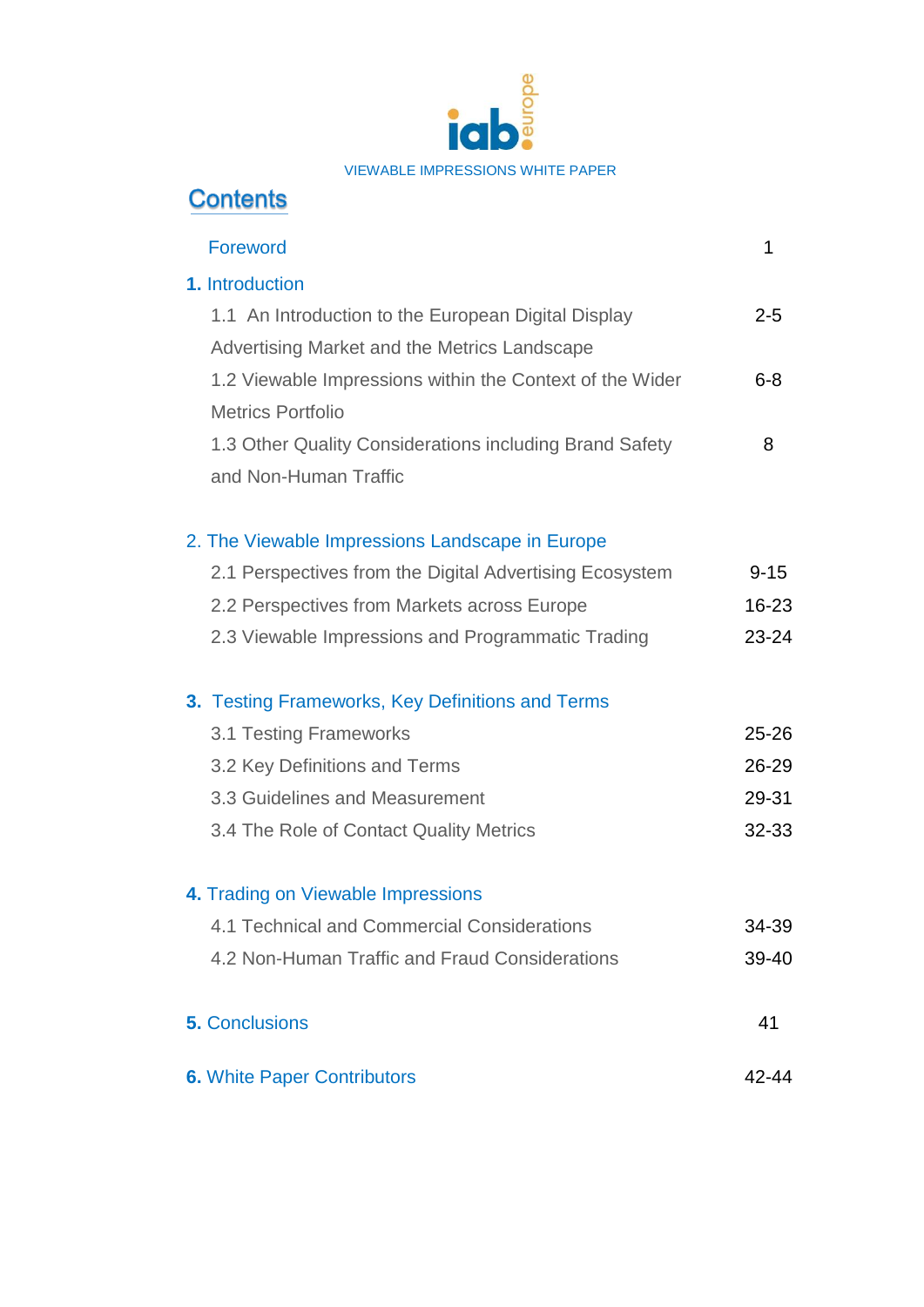VIEWABLE IMPRESSIONS WHITE PAPER

# Contents

| | |
|---|---|
| Foreword | 1 |
| **1.** Introduction | |
| 1.1 An Introduction to the European Digital Display Advertising Market and the Metrics Landscape | 2-5 |
| 1.2 Viewable Impressions within the Context of the Wider Metrics Portfolio | 6-8 |
| 1.3 Other Quality Considerations including Brand Safety and Non-Human Traffic | 8 |
| 2. The Viewable Impressions Landscape in Europe | |
| 2.1 Perspectives from the Digital Advertising Ecosystem | 9-15 |
| 2.2 Perspectives from Markets across Europe | 16-23 |
| 2.3 Viewable Impressions and Programmatic Trading | 23-24 |
| **3.** Testing Frameworks, Key Definitions and Terms | |
| 3.1 Testing Frameworks | 25-26 |
| 3.2 Key Definitions and Terms | 26-29 |
| 3.3 Guidelines and Measurement | 29-31 |
| 3.4 The Role of Contact Quality Metrics | 32-33 |
| **4.** Trading on Viewable Impressions | |
| 4.1 Technical and Commercial Considerations | 34-39 |
| 4.2 Non-Human Traffic and Fraud Considerations | 39-40 |
| **5.** Conclusions | 41 |
| **6.** White Paper Contributors | 42-44 |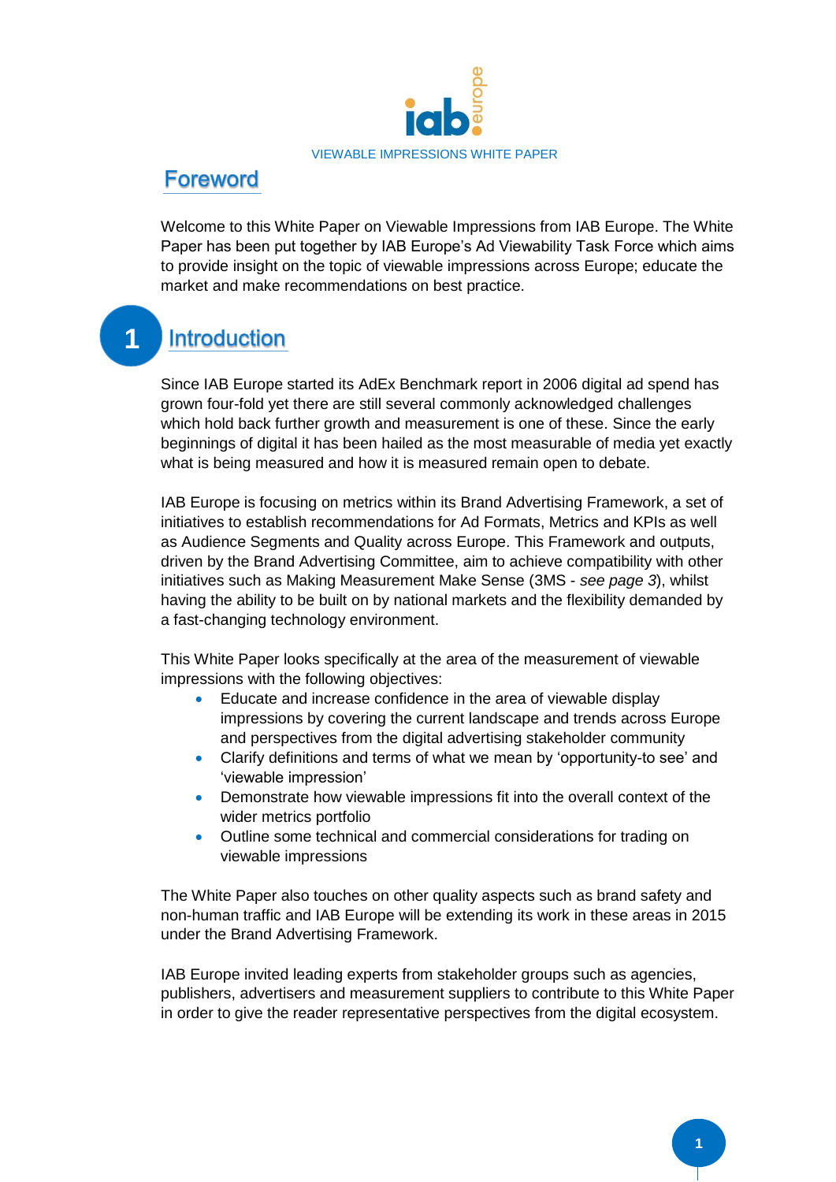## Foreword

Welcome to this White Paper on Viewable Impressions from IAB Europe. The White Paper has been put together by IAB Europe's Ad Viewability Task Force which aims to provide insight on the topic of viewable impressions across Europe; educate the market and make recommendations on best practice.

## 1 Introduction

Since IAB Europe started its AdEx Benchmark report in 2006 digital ad spend has grown four-fold yet there are still several commonly acknowledged challenges which hold back further growth and measurement is one of these. Since the early beginnings of digital it has been hailed as the most measurable of media yet exactly what is being measured and how it is measured remain open to debate.

IAB Europe is focusing on metrics within its Brand Advertising Framework, a set of initiatives to establish recommendations for Ad Formats, Metrics and KPIs as well as Audience Segments and Quality across Europe. This Framework and outputs, driven by the Brand Advertising Committee, aim to achieve compatibility with other initiatives such as Making Measurement Make Sense (3MS - *see page 3*), whilst having the ability to be built on by national markets and the flexibility demanded by a fast-changing technology environment.

This White Paper looks specifically at the area of the measurement of viewable impressions with the following objectives:

- Educate and increase confidence in the area of viewable display impressions by covering the current landscape and trends across Europe and perspectives from the digital advertising stakeholder community
- Clarify definitions and terms of what we mean by 'opportunity-to see' and 'viewable impression'
- Demonstrate how viewable impressions fit into the overall context of the wider metrics portfolio
- Outline some technical and commercial considerations for trading on viewable impressions

The White Paper also touches on other quality aspects such as brand safety and non-human traffic and IAB Europe will be extending its work in these areas in 2015 under the Brand Advertising Framework.

IAB Europe invited leading experts from stakeholder groups such as agencies, publishers, advertisers and measurement suppliers to contribute to this White Paper in order to give the reader representative perspectives from the digital ecosystem.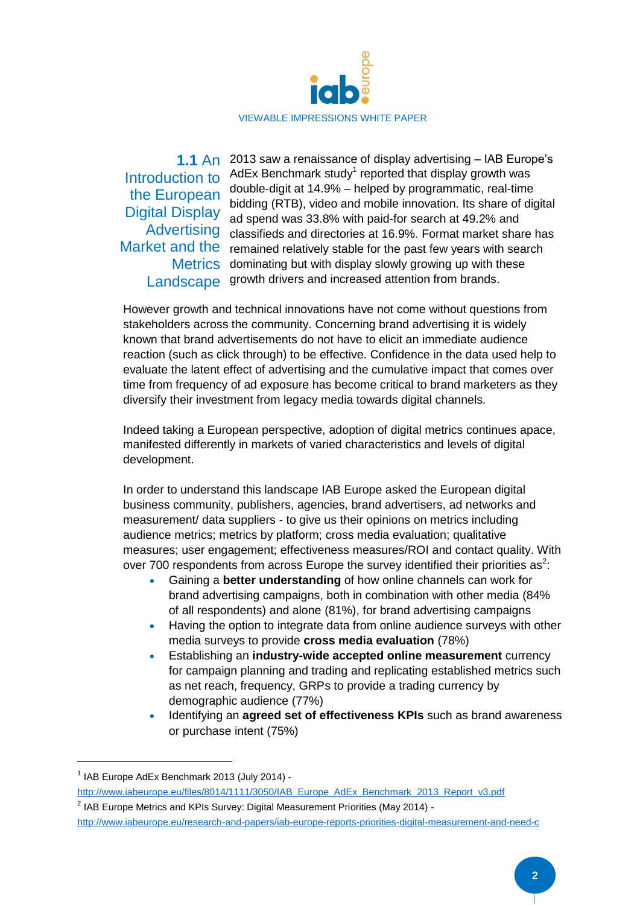## 1.1 An Introduction to the European Digital Display Advertising Market and the Metrics Landscape

2013 saw a renaissance of display advertising – IAB Europe's AdEx Benchmark study[1] reported that display growth was double-digit at 14.9% – helped by programmatic, real-time bidding (RTB), video and mobile innovation. Its share of digital ad spend was 33.8% with paid-for search at 49.2% and classifieds and directories at 16.9%. Format market share has remained relatively stable for the past few years with search dominating but with display slowly growing up with these growth drivers and increased attention from brands.

However growth and technical innovations have not come without questions from stakeholders across the community. Concerning brand advertising it is widely known that brand advertisements do not have to elicit an immediate audience reaction (such as click through) to be effective. Confidence in the data used help to evaluate the latent effect of advertising and the cumulative impact that comes over time from frequency of ad exposure has become critical to brand marketers as they diversify their investment from legacy media towards digital channels.

Indeed taking a European perspective, adoption of digital metrics continues apace, manifested differently in markets of varied characteristics and levels of digital development.

In order to understand this landscape IAB Europe asked the European digital business community, publishers, agencies, brand advertisers, ad networks and measurement/ data suppliers - to give us their opinions on metrics including audience metrics; metrics by platform; cross media evaluation; qualitative measures; user engagement; effectiveness measures/ROI and contact quality. With over 700 respondents from across Europe the survey identified their priorities as[2]:

- Gaining a **better understanding** of how online channels can work for brand advertising campaigns, both in combination with other media (84% of all respondents) and alone (81%), for brand advertising campaigns
- Having the option to integrate data from online audience surveys with other media surveys to provide **cross media evaluation** (78%)
- Establishing an **industry-wide accepted online measurement** currency for campaign planning and trading and replicating established metrics such as net reach, frequency, GRPs to provide a trading currency by demographic audience (77%)
- Identifying an **agreed set of effectiveness KPIs** such as brand awareness or purchase intent (75%)

---

[1] IAB Europe AdEx Benchmark 2013 (July 2014) - http://www.iabeurope.eu/files/8014/1111/3050/IAB_Europe_AdEx_Benchmark_2013_Report_v3.pdf

[2] IAB Europe Metrics and KPIs Survey: Digital Measurement Priorities (May 2014) - http://www.iabeurope.eu/research-and-papers/iab-europe-reports-priorities-digital-measurement-and-need-c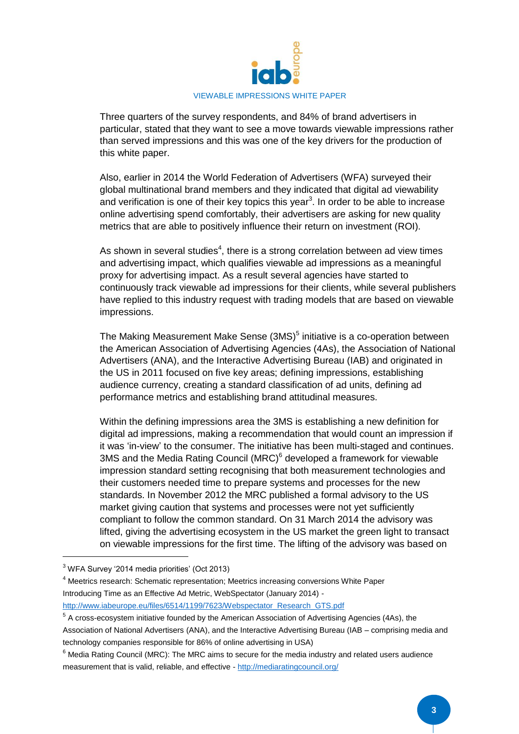Three quarters of the survey respondents, and 84% of brand advertisers in particular, stated that they want to see a move towards viewable impressions rather than served impressions and this was one of the key drivers for the production of this white paper.

Also, earlier in 2014 the World Federation of Advertisers (WFA) surveyed their global multinational brand members and they indicated that digital ad viewability and verification is one of their key topics this year[3]. In order to be able to increase online advertising spend comfortably, their advertisers are asking for new quality metrics that are able to positively influence their return on investment (ROI).

As shown in several studies[4], there is a strong correlation between ad view times and advertising impact, which qualifies viewable ad impressions as a meaningful proxy for advertising impact. As a result several agencies have started to continuously track viewable ad impressions for their clients, while several publishers have replied to this industry request with trading models that are based on viewable impressions.

The Making Measurement Make Sense (3MS)[5] initiative is a co-operation between the American Association of Advertising Agencies (4As), the Association of National Advertisers (ANA), and the Interactive Advertising Bureau (IAB) and originated in the US in 2011 focused on five key areas; defining impressions, establishing audience currency, creating a standard classification of ad units, defining ad performance metrics and establishing brand attitudinal measures.

Within the defining impressions area the 3MS is establishing a new definition for digital ad impressions, making a recommendation that would count an impression if it was 'in-view' to the consumer. The initiative has been multi-staged and continues. 3MS and the Media Rating Council (MRC)[6] developed a framework for viewable impression standard setting recognising that both measurement technologies and their customers needed time to prepare systems and processes for the new standards. In November 2012 the MRC published a formal advisory to the US market giving caution that systems and processes were not yet sufficiently compliant to follow the common standard. On 31 March 2014 the advisory was lifted, giving the advertising ecosystem in the US market the green light to transact on viewable impressions for the first time. The lifting of the advisory was based on

---

[3] WFA Survey '2014 media priorities' (Oct 2013)

[4] Meetrics research: Schematic representation; Meetrics increasing conversions White Paper Introducing Time as an Effective Ad Metric, WebSpectator (January 2014) - http://www.iabeurope.eu/files/6514/1199/7623/Webspectator_Research_GTS.pdf

[5] A cross-ecosystem initiative founded by the American Association of Advertising Agencies (4As), the Association of National Advertisers (ANA), and the Interactive Advertising Bureau (IAB – comprising media and technology companies responsible for 86% of online advertising in USA)

[6] Media Rating Council (MRC): The MRC aims to secure for the media industry and related users audience measurement that is valid, reliable, and effective - http://mediaratingcouncil.org/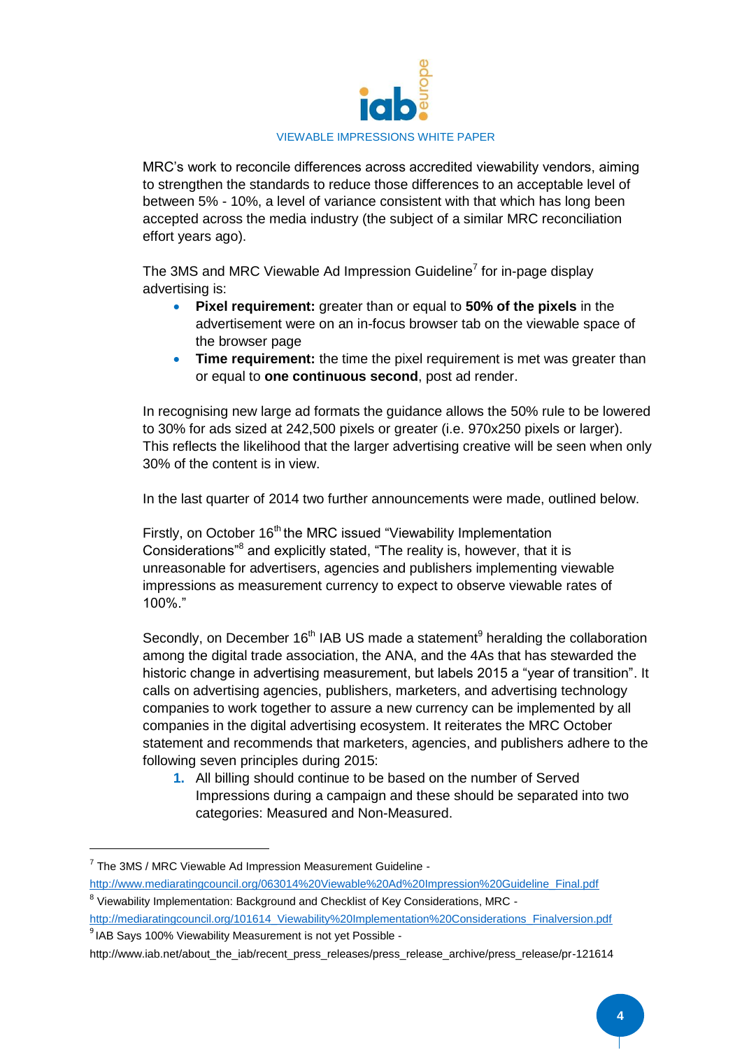MRC's work to reconcile differences across accredited viewability vendors, aiming to strengthen the standards to reduce those differences to an acceptable level of between 5% - 10%, a level of variance consistent with that which has long been accepted across the media industry (the subject of a similar MRC reconciliation effort years ago).

The 3MS and MRC Viewable Ad Impression Guideline[7] for in-page display advertising is:

- **Pixel requirement:** greater than or equal to **50% of the pixels** in the advertisement were on an in-focus browser tab on the viewable space of the browser page
- **Time requirement:** the time the pixel requirement is met was greater than or equal to **one continuous second**, post ad render.

In recognising new large ad formats the guidance allows the 50% rule to be lowered to 30% for ads sized at 242,500 pixels or greater (i.e. 970x250 pixels or larger). This reflects the likelihood that the larger advertising creative will be seen when only 30% of the content is in view.

In the last quarter of 2014 two further announcements were made, outlined below.

Firstly, on October 16th the MRC issued "Viewability Implementation Considerations"[8] and explicitly stated, "The reality is, however, that it is unreasonable for advertisers, agencies and publishers implementing viewable impressions as measurement currency to expect to observe viewable rates of 100%."

Secondly, on December 16th IAB US made a statement[9] heralding the collaboration among the digital trade association, the ANA, and the 4As that has stewarded the historic change in advertising measurement, but labels 2015 a "year of transition". It calls on advertising agencies, publishers, marketers, and advertising technology companies to work together to assure a new currency can be implemented by all companies in the digital advertising ecosystem. It reiterates the MRC October statement and recommends that marketers, agencies, and publishers adhere to the following seven principles during 2015:

1. All billing should continue to be based on the number of Served Impressions during a campaign and these should be separated into two categories: Measured and Non-Measured.

---

[7] The 3MS / MRC Viewable Ad Impression Measurement Guideline - http://www.mediaratingcouncil.org/063014%20Viewable%20Ad%20Impression%20Guideline_Final.pdf

[8] Viewability Implementation: Background and Checklist of Key Considerations, MRC - http://mediaratingcouncil.org/101614_Viewability%20Implementation%20Considerations_Finalversion.pdf

[9] IAB Says 100% Viewability Measurement is not yet Possible - http://www.iab.net/about_the_iab/recent_press_releases/press_release_archive/press_release/pr-121614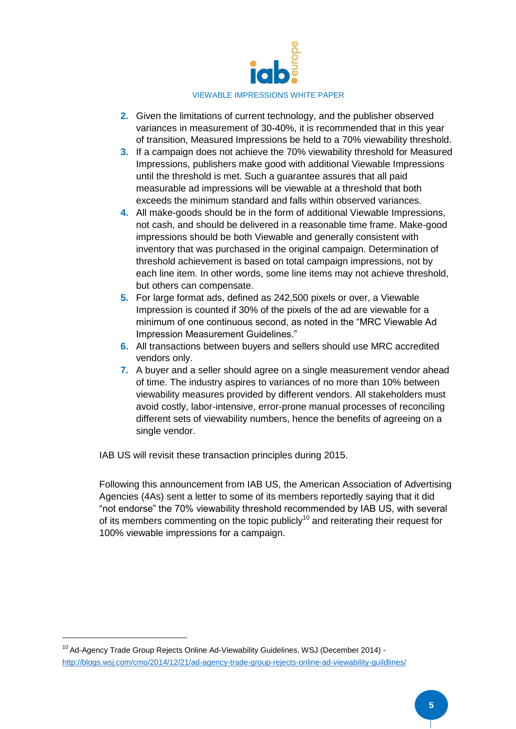2. Given the limitations of current technology, and the publisher observed variances in measurement of 30-40%, it is recommended that in this year of transition, Measured Impressions be held to a 70% viewability threshold.
3. If a campaign does not achieve the 70% viewability threshold for Measured Impressions, publishers make good with additional Viewable Impressions until the threshold is met. Such a guarantee assures that all paid measurable ad impressions will be viewable at a threshold that both exceeds the minimum standard and falls within observed variances.
4. All make-goods should be in the form of additional Viewable Impressions, not cash, and should be delivered in a reasonable time frame. Make-good impressions should be both Viewable and generally consistent with inventory that was purchased in the original campaign. Determination of threshold achievement is based on total campaign impressions, not by each line item. In other words, some line items may not achieve threshold, but others can compensate.
5. For large format ads, defined as 242,500 pixels or over, a Viewable Impression is counted if 30% of the pixels of the ad are viewable for a minimum of one continuous second, as noted in the "MRC Viewable Ad Impression Measurement Guidelines."
6. All transactions between buyers and sellers should use MRC accredited vendors only.
7. A buyer and a seller should agree on a single measurement vendor ahead of time. The industry aspires to variances of no more than 10% between viewability measures provided by different vendors. All stakeholders must avoid costly, labor-intensive, error-prone manual processes of reconciling different sets of viewability numbers, hence the benefits of agreeing on a single vendor.

IAB US will revisit these transaction principles during 2015.

Following this announcement from IAB US, the American Association of Advertising Agencies (4As) sent a letter to some of its members reportedly saying that it did "not endorse" the 70% viewability threshold recommended by IAB US, with several of its members commenting on the topic publicly[10] and reiterating their request for 100% viewable impressions for a campaign.

[10] Ad-Agency Trade Group Rejects Online Ad-Viewability Guidelines, WSJ (December 2014) - http://blogs.wsj.com/cmo/2014/12/21/ad-agency-trade-group-rejects-online-ad-viewability-guildlines/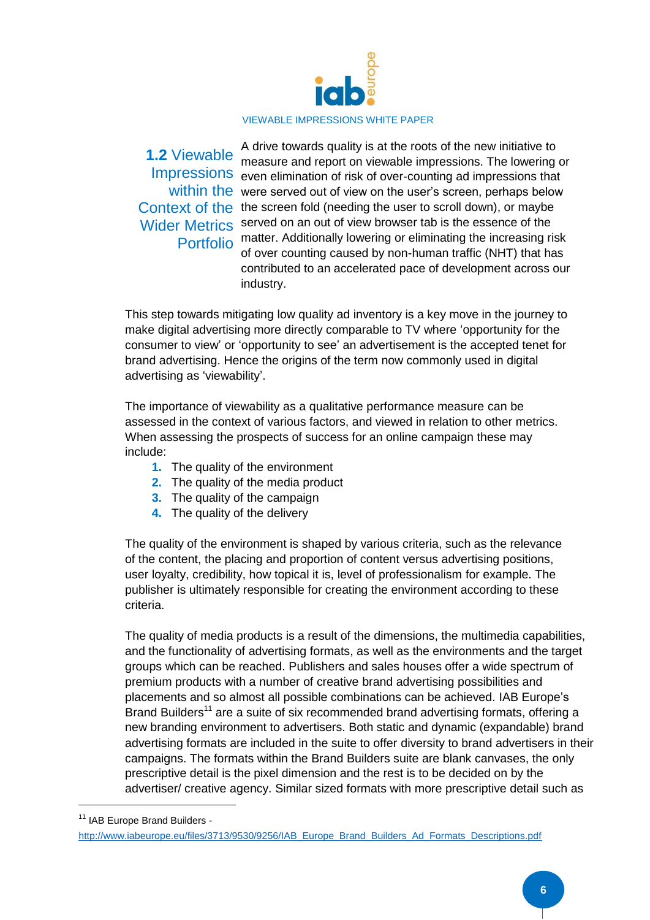## 1.2 Viewable Impressions within the Context of the Wider Metrics Portfolio

A drive towards quality is at the roots of the new initiative to measure and report on viewable impressions. The lowering or even elimination of risk of over-counting ad impressions that were served out of view on the user's screen, perhaps below the screen fold (needing the user to scroll down), or maybe served on an out of view browser tab is the essence of the matter. Additionally lowering or eliminating the increasing risk of over counting caused by non-human traffic (NHT) that has contributed to an accelerated pace of development across our industry.

This step towards mitigating low quality ad inventory is a key move in the journey to make digital advertising more directly comparable to TV where 'opportunity for the consumer to view' or 'opportunity to see' an advertisement is the accepted tenet for brand advertising. Hence the origins of the term now commonly used in digital advertising as 'viewability'.

The importance of viewability as a qualitative performance measure can be assessed in the context of various factors, and viewed in relation to other metrics. When assessing the prospects of success for an online campaign these may include:

1. The quality of the environment
2. The quality of the media product
3. The quality of the campaign
4. The quality of the delivery

The quality of the environment is shaped by various criteria, such as the relevance of the content, the placing and proportion of content versus advertising positions, user loyalty, credibility, how topical it is, level of professionalism for example. The publisher is ultimately responsible for creating the environment according to these criteria.

The quality of media products is a result of the dimensions, the multimedia capabilities, and the functionality of advertising formats, as well as the environments and the target groups which can be reached. Publishers and sales houses offer a wide spectrum of premium products with a number of creative brand advertising possibilities and placements and so almost all possible combinations can be achieved. IAB Europe's Brand Builders[11] are a suite of six recommended brand advertising formats, offering a new branding environment to advertisers. Both static and dynamic (expandable) brand advertising formats are included in the suite to offer diversity to brand advertisers in their campaigns. The formats within the Brand Builders suite are blank canvases, the only prescriptive detail is the pixel dimension and the rest is to be decided on by the advertiser/ creative agency. Similar sized formats with more prescriptive detail such as

[11] IAB Europe Brand Builders - http://www.iabeurope.eu/files/3713/9530/9256/IAB_Europe_Brand_Builders_Ad_Formats_Descriptions.pdf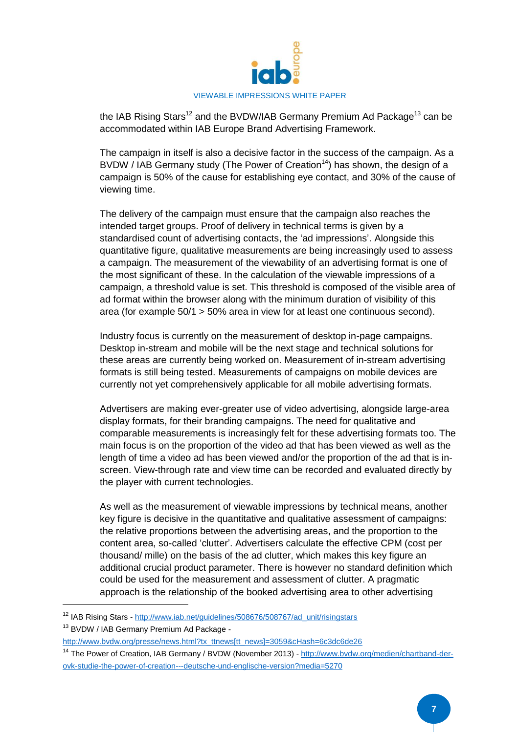the IAB Rising Stars[12] and the BVDW/IAB Germany Premium Ad Package[13] can be accommodated within IAB Europe Brand Advertising Framework.

The campaign in itself is also a decisive factor in the success of the campaign. As a BVDW / IAB Germany study (The Power of Creation[14]) has shown, the design of a campaign is 50% of the cause for establishing eye contact, and 30% of the cause of viewing time.

The delivery of the campaign must ensure that the campaign also reaches the intended target groups. Proof of delivery in technical terms is given by a standardised count of advertising contacts, the 'ad impressions'. Alongside this quantitative figure, qualitative measurements are being increasingly used to assess a campaign. The measurement of the viewability of an advertising format is one of the most significant of these. In the calculation of the viewable impressions of a campaign, a threshold value is set. This threshold is composed of the visible area of ad format within the browser along with the minimum duration of visibility of this area (for example 50/1 > 50% area in view for at least one continuous second).

Industry focus is currently on the measurement of desktop in-page campaigns. Desktop in-stream and mobile will be the next stage and technical solutions for these areas are currently being worked on. Measurement of in-stream advertising formats is still being tested. Measurements of campaigns on mobile devices are currently not yet comprehensively applicable for all mobile advertising formats.

Advertisers are making ever-greater use of video advertising, alongside large-area display formats, for their branding campaigns. The need for qualitative and comparable measurements is increasingly felt for these advertising formats too. The main focus is on the proportion of the video ad that has been viewed as well as the length of time a video ad has been viewed and/or the proportion of the ad that is in-screen. View-through rate and view time can be recorded and evaluated directly by the player with current technologies.

As well as the measurement of viewable impressions by technical means, another key figure is decisive in the quantitative and qualitative assessment of campaigns: the relative proportions between the advertising areas, and the proportion to the content area, so-called 'clutter'. Advertisers calculate the effective CPM (cost per thousand/ mille) on the basis of the ad clutter, which makes this key figure an additional crucial product parameter. There is however no standard definition which could be used for the measurement and assessment of clutter. A pragmatic approach is the relationship of the booked advertising area to other advertising

---

[12] IAB Rising Stars - http://www.iab.net/guidelines/508676/508767/ad_unit/risingstars

[13] BVDW / IAB Germany Premium Ad Package - http://www.bvdw.org/presse/news.html?tx_ttnews[tt_news]=3059&cHash=6c3dc6de26

[14] The Power of Creation, IAB Germany / BVDW (November 2013) - http://www.bvdw.org/medien/chartband-der-ovk-studie-the-power-of-creation---deutsche-und-englische-version?media=5270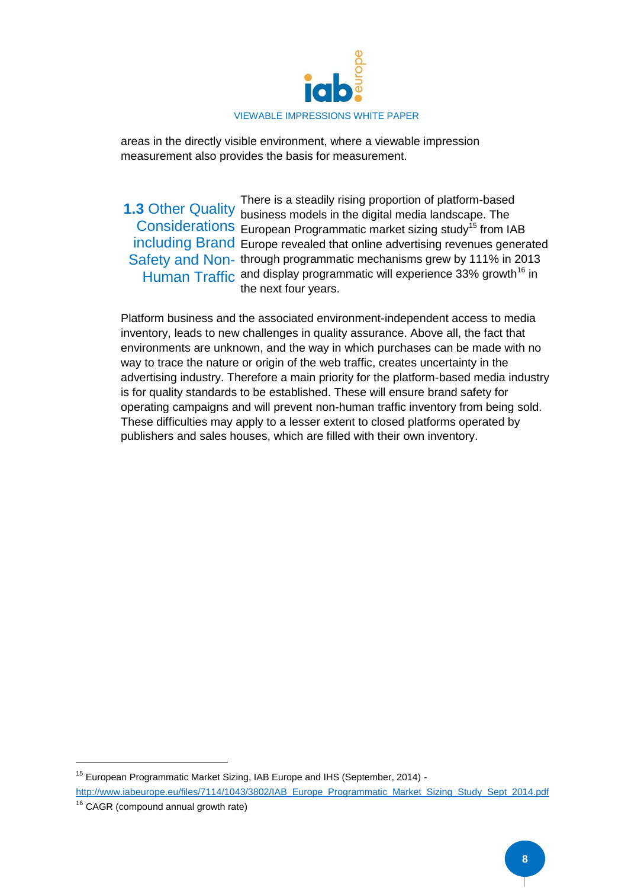areas in the directly visible environment, where a viewable impression measurement also provides the basis for measurement.

## 1.3 Other Quality Considerations including Brand Safety and Non-Human Traffic

There is a steadily rising proportion of platform-based business models in the digital media landscape. The European Programmatic market sizing study[15] from IAB Europe revealed that online advertising revenues generated through programmatic mechanisms grew by 111% in 2013 and display programmatic will experience 33% growth[16] in the next four years.

Platform business and the associated environment-independent access to media inventory, leads to new challenges in quality assurance. Above all, the fact that environments are unknown, and the way in which purchases can be made with no way to trace the nature or origin of the web traffic, creates uncertainty in the advertising industry. Therefore a main priority for the platform-based media industry is for quality standards to be established. These will ensure brand safety for operating campaigns and will prevent non-human traffic inventory from being sold. These difficulties may apply to a lesser extent to closed platforms operated by publishers and sales houses, which are filled with their own inventory.

---

[15] European Programmatic Market Sizing, IAB Europe and IHS (September, 2014) - http://www.iabeurope.eu/files/7114/1043/3802/IAB_Europe_Programmatic_Market_Sizing_Study_Sept_2014.pdf

[16] CAGR (compound annual growth rate)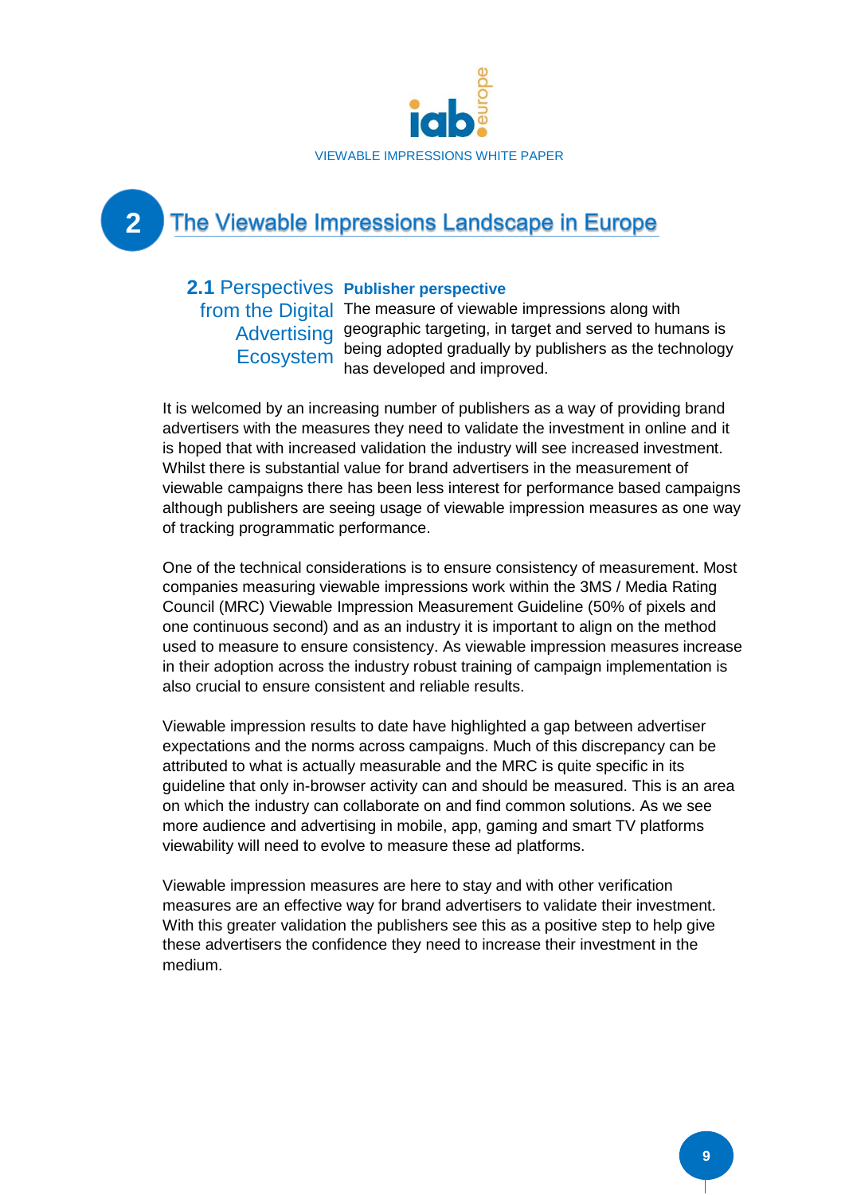# 2 The Viewable Impressions Landscape in Europe

## 2.1 Perspectives from the Digital Advertising Ecosystem

### Publisher perspective

The measure of viewable impressions along with geographic targeting, in target and served to humans is being adopted gradually by publishers as the technology has developed and improved.

It is welcomed by an increasing number of publishers as a way of providing brand advertisers with the measures they need to validate the investment in online and it is hoped that with increased validation the industry will see increased investment. Whilst there is substantial value for brand advertisers in the measurement of viewable campaigns there has been less interest for performance based campaigns although publishers are seeing usage of viewable impression measures as one way of tracking programmatic performance.

One of the technical considerations is to ensure consistency of measurement. Most companies measuring viewable impressions work within the 3MS / Media Rating Council (MRC) Viewable Impression Measurement Guideline (50% of pixels and one continuous second) and as an industry it is important to align on the method used to measure to ensure consistency. As viewable impression measures increase in their adoption across the industry robust training of campaign implementation is also crucial to ensure consistent and reliable results.

Viewable impression results to date have highlighted a gap between advertiser expectations and the norms across campaigns. Much of this discrepancy can be attributed to what is actually measurable and the MRC is quite specific in its guideline that only in-browser activity can and should be measured. This is an area on which the industry can collaborate on and find common solutions. As we see more audience and advertising in mobile, app, gaming and smart TV platforms viewability will need to evolve to measure these ad platforms.

Viewable impression measures are here to stay and with other verification measures are an effective way for brand advertisers to validate their investment. With this greater validation the publishers see this as a positive step to help give these advertisers the confidence they need to increase their investment in the medium.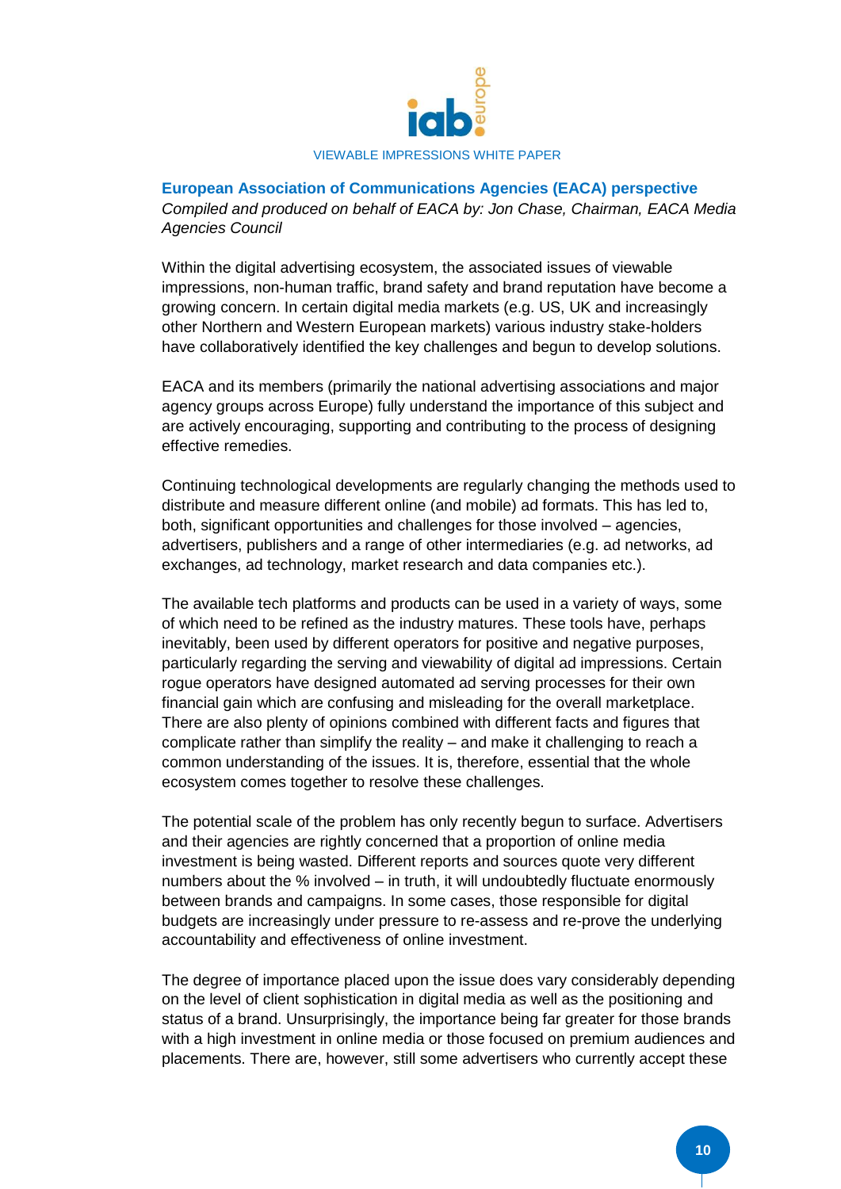## European Association of Communications Agencies (EACA) perspective

*Compiled and produced on behalf of EACA by: Jon Chase, Chairman, EACA Media Agencies Council*

Within the digital advertising ecosystem, the associated issues of viewable impressions, non-human traffic, brand safety and brand reputation have become a growing concern. In certain digital media markets (e.g. US, UK and increasingly other Northern and Western European markets) various industry stake-holders have collaboratively identified the key challenges and begun to develop solutions.

EACA and its members (primarily the national advertising associations and major agency groups across Europe) fully understand the importance of this subject and are actively encouraging, supporting and contributing to the process of designing effective remedies.

Continuing technological developments are regularly changing the methods used to distribute and measure different online (and mobile) ad formats. This has led to, both, significant opportunities and challenges for those involved – agencies, advertisers, publishers and a range of other intermediaries (e.g. ad networks, ad exchanges, ad technology, market research and data companies etc.).

The available tech platforms and products can be used in a variety of ways, some of which need to be refined as the industry matures. These tools have, perhaps inevitably, been used by different operators for positive and negative purposes, particularly regarding the serving and viewability of digital ad impressions. Certain rogue operators have designed automated ad serving processes for their own financial gain which are confusing and misleading for the overall marketplace. There are also plenty of opinions combined with different facts and figures that complicate rather than simplify the reality – and make it challenging to reach a common understanding of the issues. It is, therefore, essential that the whole ecosystem comes together to resolve these challenges.

The potential scale of the problem has only recently begun to surface. Advertisers and their agencies are rightly concerned that a proportion of online media investment is being wasted. Different reports and sources quote very different numbers about the % involved – in truth, it will undoubtedly fluctuate enormously between brands and campaigns. In some cases, those responsible for digital budgets are increasingly under pressure to re-assess and re-prove the underlying accountability and effectiveness of online investment.

The degree of importance placed upon the issue does vary considerably depending on the level of client sophistication in digital media as well as the positioning and status of a brand. Unsurprisingly, the importance being far greater for those brands with a high investment in online media or those focused on premium audiences and placements. There are, however, still some advertisers who currently accept these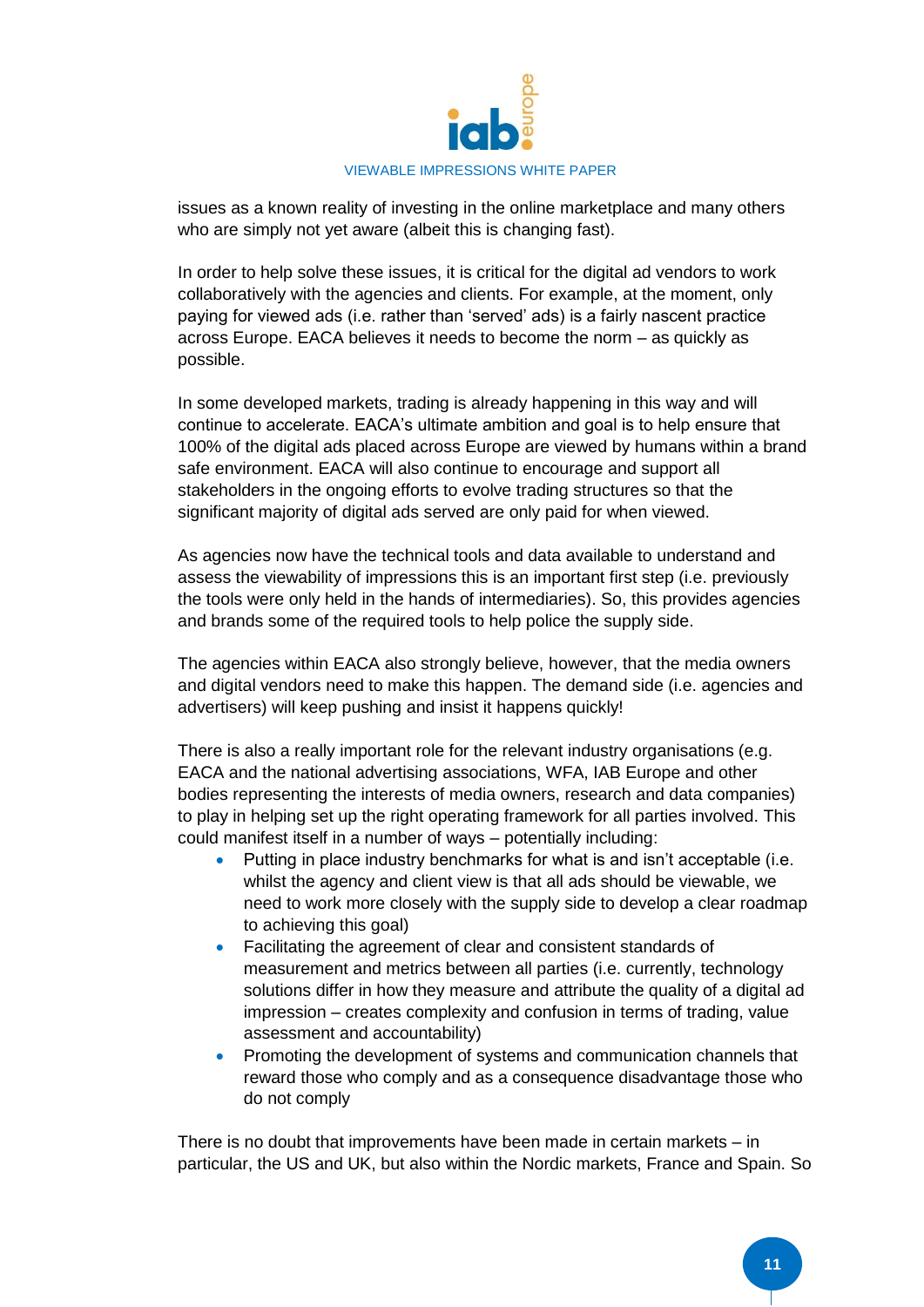issues as a known reality of investing in the online marketplace and many others who are simply not yet aware (albeit this is changing fast).

In order to help solve these issues, it is critical for the digital ad vendors to work collaboratively with the agencies and clients. For example, at the moment, only paying for viewed ads (i.e. rather than 'served' ads) is a fairly nascent practice across Europe. EACA believes it needs to become the norm – as quickly as possible.

In some developed markets, trading is already happening in this way and will continue to accelerate. EACA's ultimate ambition and goal is to help ensure that 100% of the digital ads placed across Europe are viewed by humans within a brand safe environment. EACA will also continue to encourage and support all stakeholders in the ongoing efforts to evolve trading structures so that the significant majority of digital ads served are only paid for when viewed.

As agencies now have the technical tools and data available to understand and assess the viewability of impressions this is an important first step (i.e. previously the tools were only held in the hands of intermediaries). So, this provides agencies and brands some of the required tools to help police the supply side.

The agencies within EACA also strongly believe, however, that the media owners and digital vendors need to make this happen. The demand side (i.e. agencies and advertisers) will keep pushing and insist it happens quickly!

There is also a really important role for the relevant industry organisations (e.g. EACA and the national advertising associations, WFA, IAB Europe and other bodies representing the interests of media owners, research and data companies) to play in helping set up the right operating framework for all parties involved. This could manifest itself in a number of ways – potentially including:

- Putting in place industry benchmarks for what is and isn't acceptable (i.e. whilst the agency and client view is that all ads should be viewable, we need to work more closely with the supply side to develop a clear roadmap to achieving this goal)
- Facilitating the agreement of clear and consistent standards of measurement and metrics between all parties (i.e. currently, technology solutions differ in how they measure and attribute the quality of a digital ad impression – creates complexity and confusion in terms of trading, value assessment and accountability)
- Promoting the development of systems and communication channels that reward those who comply and as a consequence disadvantage those who do not comply

There is no doubt that improvements have been made in certain markets – in particular, the US and UK, but also within the Nordic markets, France and Spain. So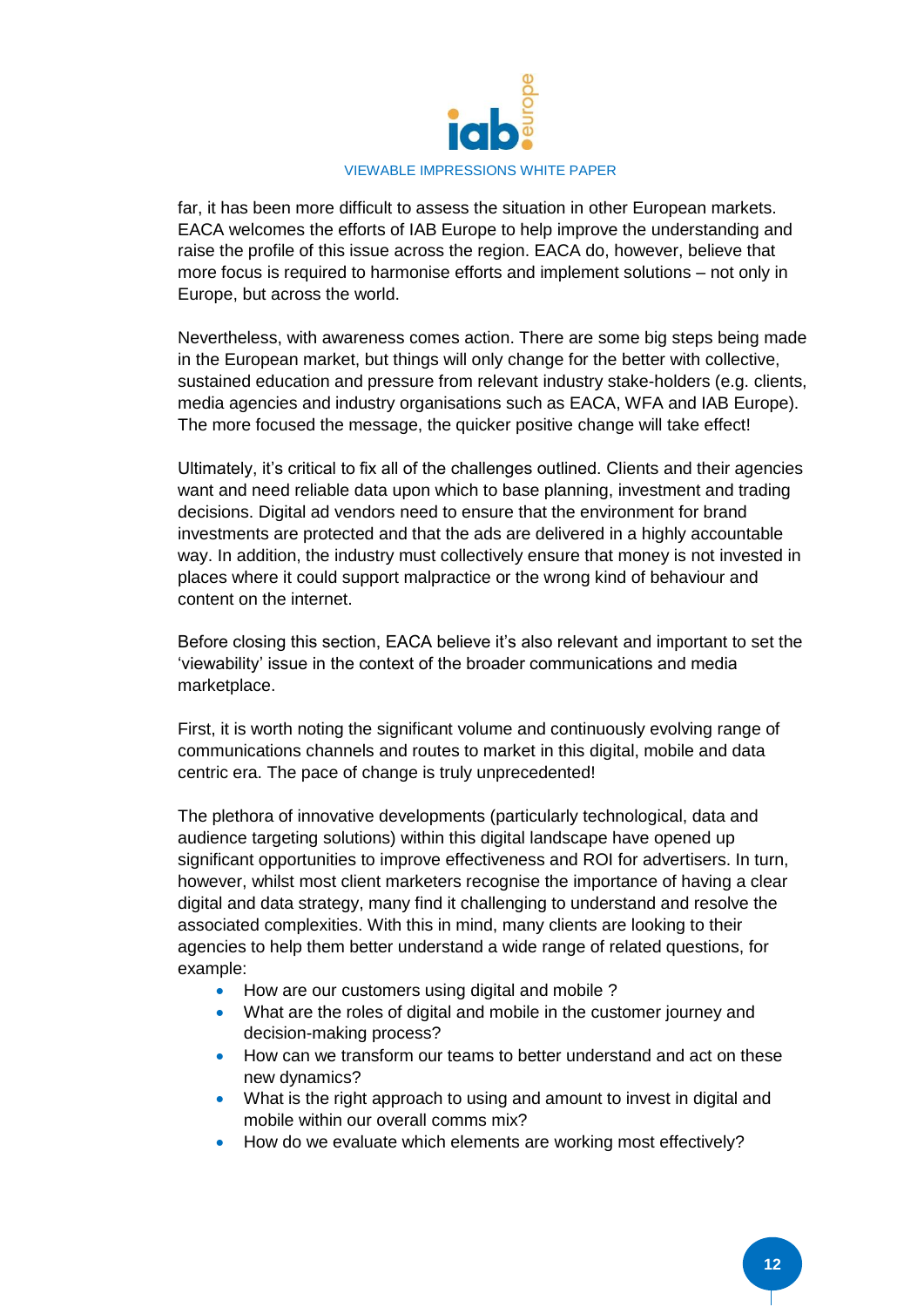far, it has been more difficult to assess the situation in other European markets. EACA welcomes the efforts of IAB Europe to help improve the understanding and raise the profile of this issue across the region. EACA do, however, believe that more focus is required to harmonise efforts and implement solutions – not only in Europe, but across the world.

Nevertheless, with awareness comes action. There are some big steps being made in the European market, but things will only change for the better with collective, sustained education and pressure from relevant industry stake-holders (e.g. clients, media agencies and industry organisations such as EACA, WFA and IAB Europe). The more focused the message, the quicker positive change will take effect!

Ultimately, it's critical to fix all of the challenges outlined. Clients and their agencies want and need reliable data upon which to base planning, investment and trading decisions. Digital ad vendors need to ensure that the environment for brand investments are protected and that the ads are delivered in a highly accountable way. In addition, the industry must collectively ensure that money is not invested in places where it could support malpractice or the wrong kind of behaviour and content on the internet.

Before closing this section, EACA believe it's also relevant and important to set the 'viewability' issue in the context of the broader communications and media marketplace.

First, it is worth noting the significant volume and continuously evolving range of communications channels and routes to market in this digital, mobile and data centric era. The pace of change is truly unprecedented!

The plethora of innovative developments (particularly technological, data and audience targeting solutions) within this digital landscape have opened up significant opportunities to improve effectiveness and ROI for advertisers. In turn, however, whilst most client marketers recognise the importance of having a clear digital and data strategy, many find it challenging to understand and resolve the associated complexities. With this in mind, many clients are looking to their agencies to help them better understand a wide range of related questions, for example:

- How are our customers using digital and mobile ?
- What are the roles of digital and mobile in the customer journey and decision-making process?
- How can we transform our teams to better understand and act on these new dynamics?
- What is the right approach to using and amount to invest in digital and mobile within our overall comms mix?
- How do we evaluate which elements are working most effectively?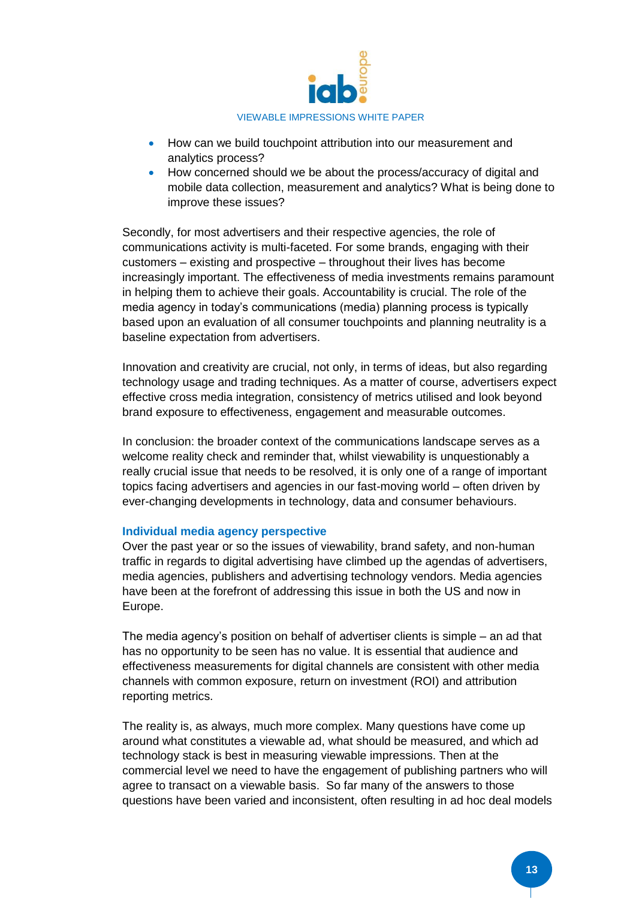- How can we build touchpoint attribution into our measurement and analytics process?
- How concerned should we be about the process/accuracy of digital and mobile data collection, measurement and analytics? What is being done to improve these issues?

Secondly, for most advertisers and their respective agencies, the role of communications activity is multi-faceted. For some brands, engaging with their customers – existing and prospective – throughout their lives has become increasingly important. The effectiveness of media investments remains paramount in helping them to achieve their goals. Accountability is crucial. The role of the media agency in today's communications (media) planning process is typically based upon an evaluation of all consumer touchpoints and planning neutrality is a baseline expectation from advertisers.

Innovation and creativity are crucial, not only, in terms of ideas, but also regarding technology usage and trading techniques. As a matter of course, advertisers expect effective cross media integration, consistency of metrics utilised and look beyond brand exposure to effectiveness, engagement and measurable outcomes.

In conclusion: the broader context of the communications landscape serves as a welcome reality check and reminder that, whilst viewability is unquestionably a really crucial issue that needs to be resolved, it is only one of a range of important topics facing advertisers and agencies in our fast-moving world – often driven by ever-changing developments in technology, data and consumer behaviours.

### Individual media agency perspective

Over the past year or so the issues of viewability, brand safety, and non-human traffic in regards to digital advertising have climbed up the agendas of advertisers, media agencies, publishers and advertising technology vendors. Media agencies have been at the forefront of addressing this issue in both the US and now in Europe.

The media agency's position on behalf of advertiser clients is simple – an ad that has no opportunity to be seen has no value. It is essential that audience and effectiveness measurements for digital channels are consistent with other media channels with common exposure, return on investment (ROI) and attribution reporting metrics.

The reality is, as always, much more complex. Many questions have come up around what constitutes a viewable ad, what should be measured, and which ad technology stack is best in measuring viewable impressions. Then at the commercial level we need to have the engagement of publishing partners who will agree to transact on a viewable basis. So far many of the answers to those questions have been varied and inconsistent, often resulting in ad hoc deal models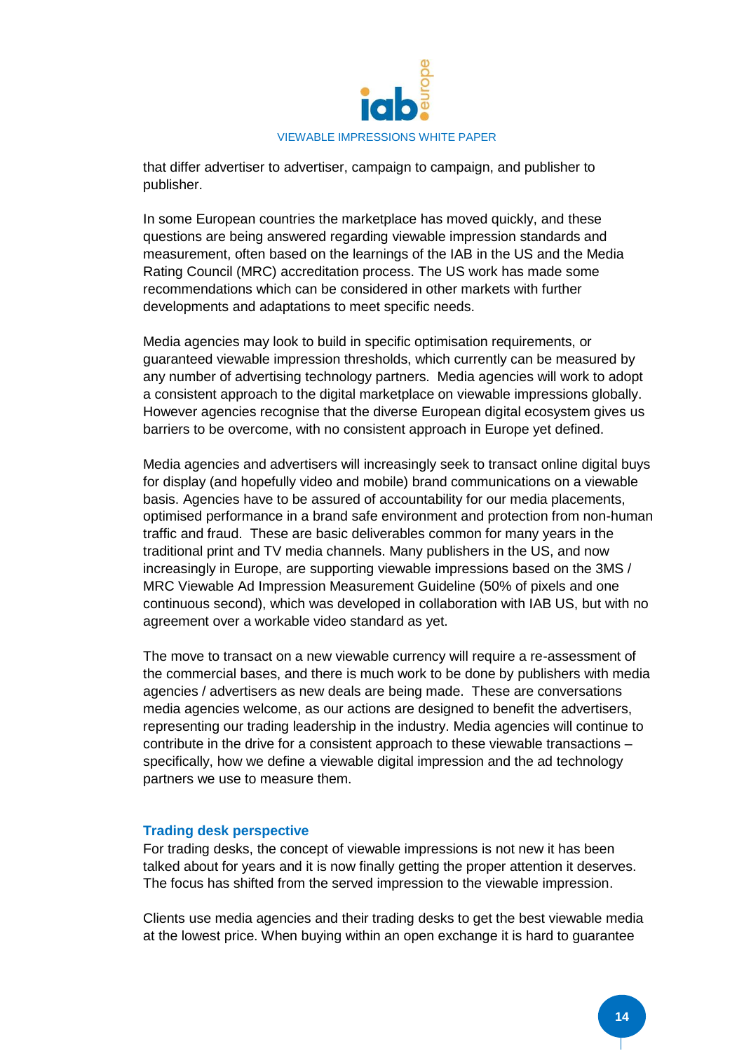that differ advertiser to advertiser, campaign to campaign, and publisher to publisher.

In some European countries the marketplace has moved quickly, and these questions are being answered regarding viewable impression standards and measurement, often based on the learnings of the IAB in the US and the Media Rating Council (MRC) accreditation process. The US work has made some recommendations which can be considered in other markets with further developments and adaptations to meet specific needs.

Media agencies may look to build in specific optimisation requirements, or guaranteed viewable impression thresholds, which currently can be measured by any number of advertising technology partners. Media agencies will work to adopt a consistent approach to the digital marketplace on viewable impressions globally. However agencies recognise that the diverse European digital ecosystem gives us barriers to be overcome, with no consistent approach in Europe yet defined.

Media agencies and advertisers will increasingly seek to transact online digital buys for display (and hopefully video and mobile) brand communications on a viewable basis. Agencies have to be assured of accountability for our media placements, optimised performance in a brand safe environment and protection from non-human traffic and fraud. These are basic deliverables common for many years in the traditional print and TV media channels. Many publishers in the US, and now increasingly in Europe, are supporting viewable impressions based on the 3MS / MRC Viewable Ad Impression Measurement Guideline (50% of pixels and one continuous second), which was developed in collaboration with IAB US, but with no agreement over a workable video standard as yet.

The move to transact on a new viewable currency will require a re-assessment of the commercial bases, and there is much work to be done by publishers with media agencies / advertisers as new deals are being made. These are conversations media agencies welcome, as our actions are designed to benefit the advertisers, representing our trading leadership in the industry. Media agencies will continue to contribute in the drive for a consistent approach to these viewable transactions – specifically, how we define a viewable digital impression and the ad technology partners we use to measure them.

### Trading desk perspective

For trading desks, the concept of viewable impressions is not new it has been talked about for years and it is now finally getting the proper attention it deserves. The focus has shifted from the served impression to the viewable impression.

Clients use media agencies and their trading desks to get the best viewable media at the lowest price. When buying within an open exchange it is hard to guarantee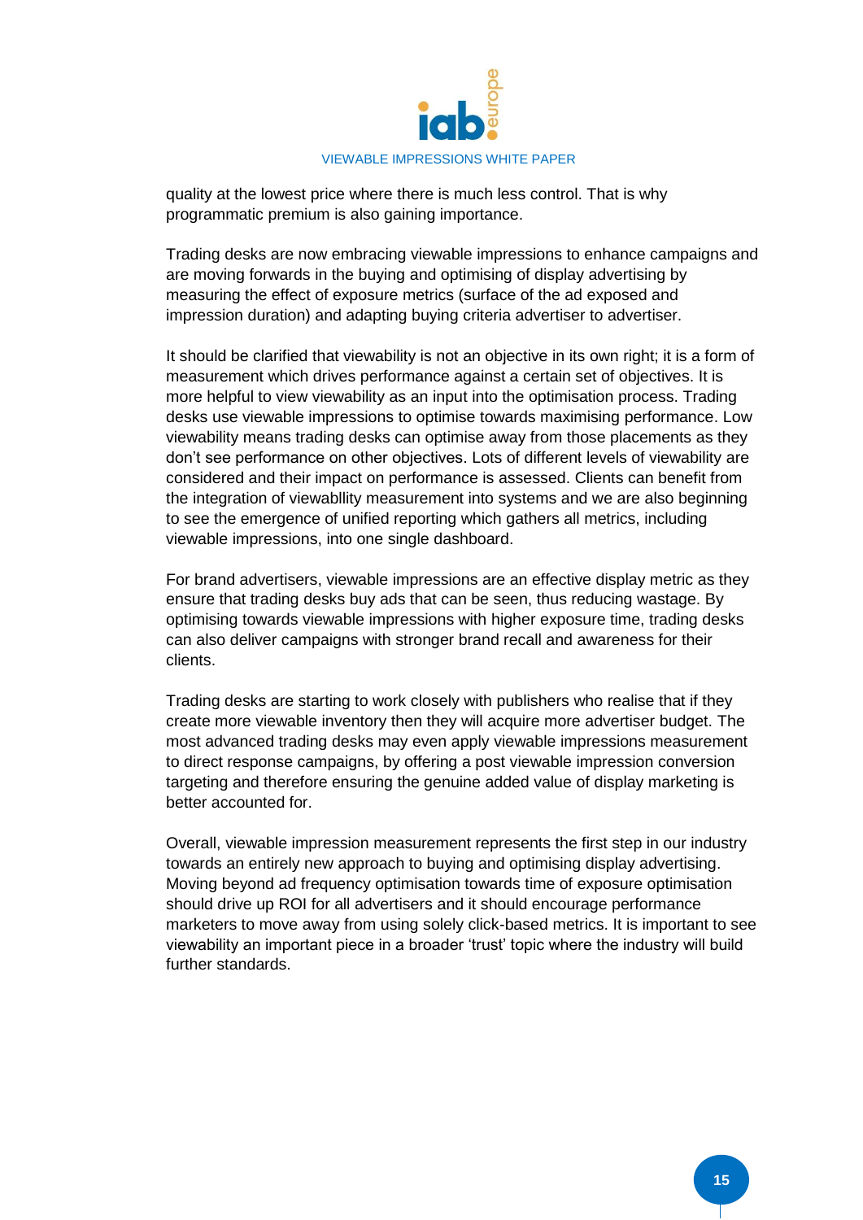quality at the lowest price where there is much less control. That is why programmatic premium is also gaining importance.

Trading desks are now embracing viewable impressions to enhance campaigns and are moving forwards in the buying and optimising of display advertising by measuring the effect of exposure metrics (surface of the ad exposed and impression duration) and adapting buying criteria advertiser to advertiser.

It should be clarified that viewability is not an objective in its own right; it is a form of measurement which drives performance against a certain set of objectives. It is more helpful to view viewability as an input into the optimisation process. Trading desks use viewable impressions to optimise towards maximising performance. Low viewability means trading desks can optimise away from those placements as they don't see performance on other objectives. Lots of different levels of viewability are considered and their impact on performance is assessed. Clients can benefit from the integration of viewabllity measurement into systems and we are also beginning to see the emergence of unified reporting which gathers all metrics, including viewable impressions, into one single dashboard.

For brand advertisers, viewable impressions are an effective display metric as they ensure that trading desks buy ads that can be seen, thus reducing wastage. By optimising towards viewable impressions with higher exposure time, trading desks can also deliver campaigns with stronger brand recall and awareness for their clients.

Trading desks are starting to work closely with publishers who realise that if they create more viewable inventory then they will acquire more advertiser budget. The most advanced trading desks may even apply viewable impressions measurement to direct response campaigns, by offering a post viewable impression conversion targeting and therefore ensuring the genuine added value of display marketing is better accounted for.

Overall, viewable impression measurement represents the first step in our industry towards an entirely new approach to buying and optimising display advertising. Moving beyond ad frequency optimisation towards time of exposure optimisation should drive up ROI for all advertisers and it should encourage performance marketers to move away from using solely click-based metrics. It is important to see viewability an important piece in a broader 'trust' topic where the industry will build further standards.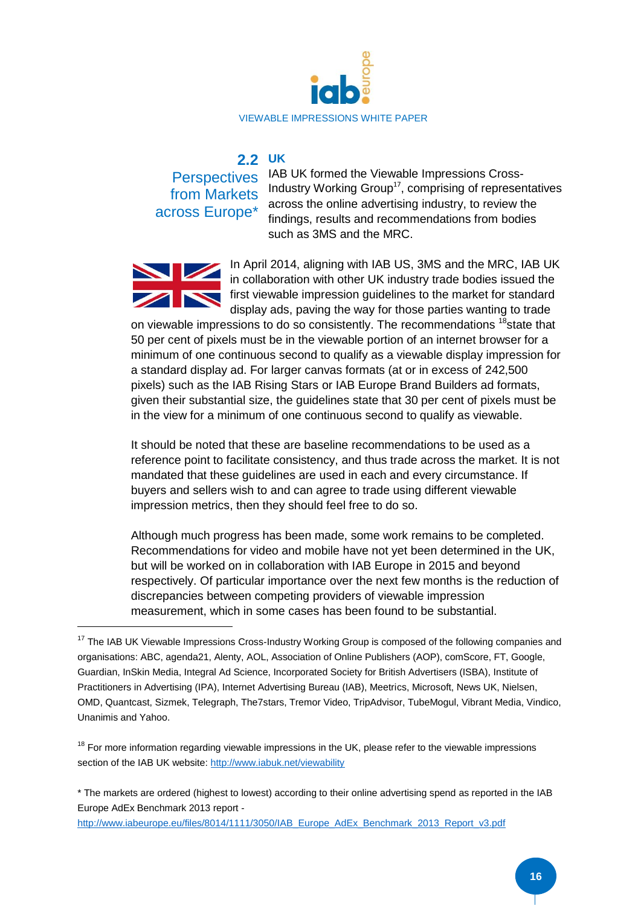## 2.2 Perspectives from Markets across Europe*

### UK

IAB UK formed the Viewable Impressions Cross-Industry Working Group[17], comprising of representatives across the online advertising industry, to review the findings, results and recommendations from bodies such as 3MS and the MRC.

In April 2014, aligning with IAB US, 3MS and the MRC, IAB UK in collaboration with other UK industry trade bodies issued the first viewable impression guidelines to the market for standard display ads, paving the way for those parties wanting to trade on viewable impressions to do so consistently. The recommendations [18]state that 50 per cent of pixels must be in the viewable portion of an internet browser for a minimum of one continuous second to qualify as a viewable display impression for a standard display ad. For larger canvas formats (at or in excess of 242,500 pixels) such as the IAB Rising Stars or IAB Europe Brand Builders ad formats, given their substantial size, the guidelines state that 30 per cent of pixels must be in the view for a minimum of one continuous second to qualify as viewable.

It should be noted that these are baseline recommendations to be used as a reference point to facilitate consistency, and thus trade across the market. It is not mandated that these guidelines are used in each and every circumstance. If buyers and sellers wish to and can agree to trade using different viewable impression metrics, then they should feel free to do so.

Although much progress has been made, some work remains to be completed. Recommendations for video and mobile have not yet been determined in the UK, but will be worked on in collaboration with IAB Europe in 2015 and beyond respectively. Of particular importance over the next few months is the reduction of discrepancies between competing providers of viewable impression measurement, which in some cases has been found to be substantial.

---

[17] The IAB UK Viewable Impressions Cross-Industry Working Group is composed of the following companies and organisations: ABC, agenda21, Alenty, AOL, Association of Online Publishers (AOP), comScore, FT, Google, Guardian, InSkin Media, Integral Ad Science, Incorporated Society for British Advertisers (ISBA), Institute of Practitioners in Advertising (IPA), Internet Advertising Bureau (IAB), Meetrics, Microsoft, News UK, Nielsen, OMD, Quantcast, Sizmek, Telegraph, The7stars, Tremor Video, TripAdvisor, TubeMogul, Vibrant Media, Vindico, Unanimis and Yahoo.

[18] For more information regarding viewable impressions in the UK, please refer to the viewable impressions section of the IAB UK website: http://www.iabuk.net/viewability

* The markets are ordered (highest to lowest) according to their online advertising spend as reported in the IAB Europe AdEx Benchmark 2013 report - http://www.iabeurope.eu/files/8014/1111/3050/IAB_Europe_AdEx_Benchmark_2013_Report_v3.pdf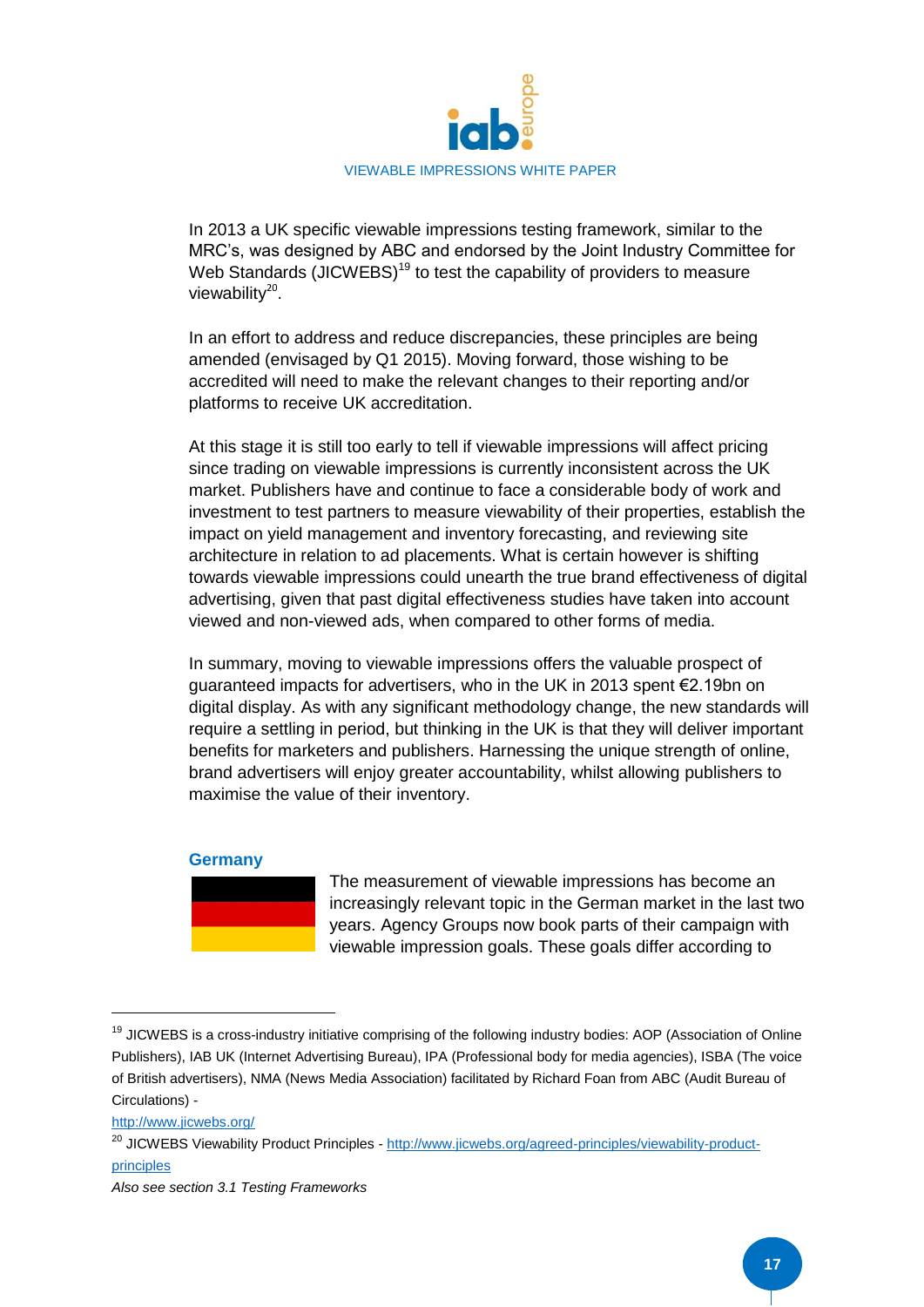In 2013 a UK specific viewable impressions testing framework, similar to the MRC's, was designed by ABC and endorsed by the Joint Industry Committee for Web Standards (JICWEBS)[19] to test the capability of providers to measure viewability[20].

In an effort to address and reduce discrepancies, these principles are being amended (envisaged by Q1 2015). Moving forward, those wishing to be accredited will need to make the relevant changes to their reporting and/or platforms to receive UK accreditation.

At this stage it is still too early to tell if viewable impressions will affect pricing since trading on viewable impressions is currently inconsistent across the UK market. Publishers have and continue to face a considerable body of work and investment to test partners to measure viewability of their properties, establish the impact on yield management and inventory forecasting, and reviewing site architecture in relation to ad placements. What is certain however is shifting towards viewable impressions could unearth the true brand effectiveness of digital advertising, given that past digital effectiveness studies have taken into account viewed and non-viewed ads, when compared to other forms of media.

In summary, moving to viewable impressions offers the valuable prospect of guaranteed impacts for advertisers, who in the UK in 2013 spent €2.19bn on digital display. As with any significant methodology change, the new standards will require a settling in period, but thinking in the UK is that they will deliver important benefits for marketers and publishers. Harnessing the unique strength of online, brand advertisers will enjoy greater accountability, whilst allowing publishers to maximise the value of their inventory.

### Germany

The measurement of viewable impressions has become an increasingly relevant topic in the German market in the last two years. Agency Groups now book parts of their campaign with viewable impression goals. These goals differ according to

---

[19] JICWEBS is a cross-industry initiative comprising of the following industry bodies: AOP (Association of Online Publishers), IAB UK (Internet Advertising Bureau), IPA (Professional body for media agencies), ISBA (The voice of British advertisers), NMA (News Media Association) facilitated by Richard Foan from ABC (Audit Bureau of Circulations) - http://www.jicwebs.org/

[20] JICWEBS Viewability Product Principles - http://www.jicwebs.org/agreed-principles/viewability-product-principles

*Also see section 3.1 Testing Frameworks*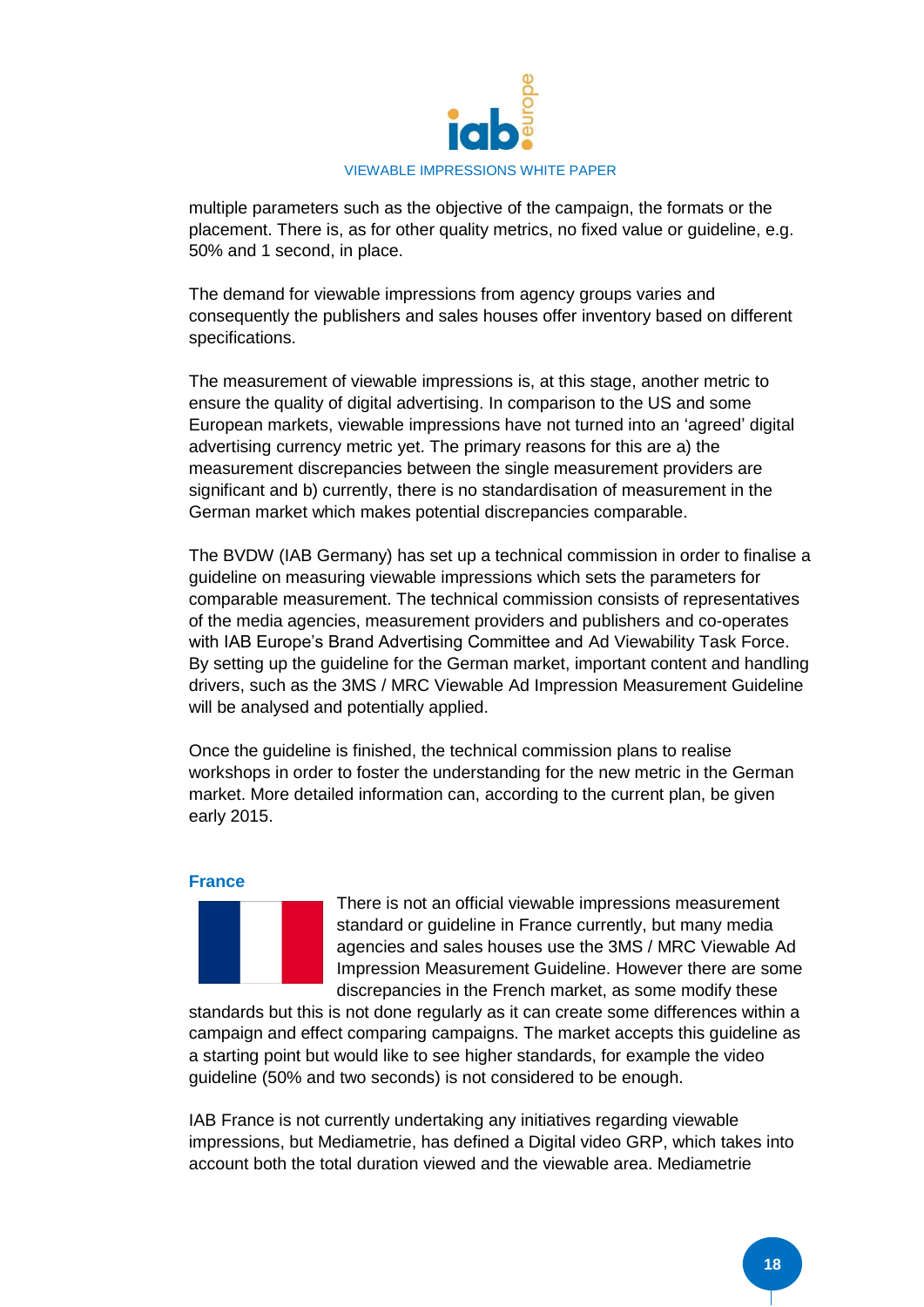multiple parameters such as the objective of the campaign, the formats or the placement. There is, as for other quality metrics, no fixed value or guideline, e.g. 50% and 1 second, in place.

The demand for viewable impressions from agency groups varies and consequently the publishers and sales houses offer inventory based on different specifications.

The measurement of viewable impressions is, at this stage, another metric to ensure the quality of digital advertising. In comparison to the US and some European markets, viewable impressions have not turned into an 'agreed' digital advertising currency metric yet. The primary reasons for this are a) the measurement discrepancies between the single measurement providers are significant and b) currently, there is no standardisation of measurement in the German market which makes potential discrepancies comparable.

The BVDW (IAB Germany) has set up a technical commission in order to finalise a guideline on measuring viewable impressions which sets the parameters for comparable measurement. The technical commission consists of representatives of the media agencies, measurement providers and publishers and co-operates with IAB Europe's Brand Advertising Committee and Ad Viewability Task Force. By setting up the guideline for the German market, important content and handling drivers, such as the 3MS / MRC Viewable Ad Impression Measurement Guideline will be analysed and potentially applied.

Once the guideline is finished, the technical commission plans to realise workshops in order to foster the understanding for the new metric in the German market. More detailed information can, according to the current plan, be given early 2015.

### France

There is not an official viewable impressions measurement standard or guideline in France currently, but many media agencies and sales houses use the 3MS / MRC Viewable Ad Impression Measurement Guideline. However there are some discrepancies in the French market, as some modify these standards but this is not done regularly as it can create some differences within a campaign and effect comparing campaigns. The market accepts this guideline as a starting point but would like to see higher standards, for example the video guideline (50% and two seconds) is not considered to be enough.

IAB France is not currently undertaking any initiatives regarding viewable impressions, but Mediametrie, has defined a Digital video GRP, which takes into account both the total duration viewed and the viewable area. Mediametrie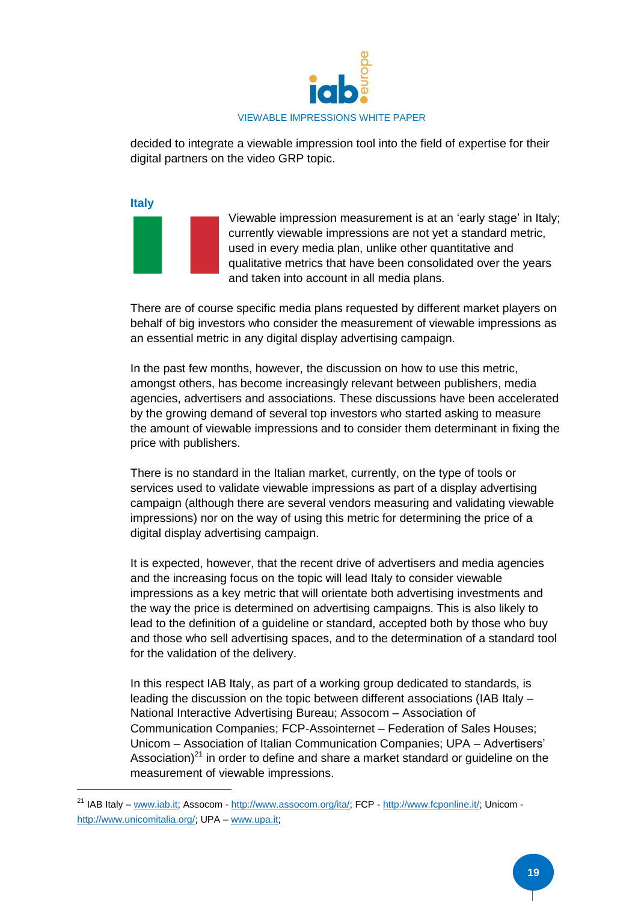decided to integrate a viewable impression tool into the field of expertise for their digital partners on the video GRP topic.

### Italy

Viewable impression measurement is at an 'early stage' in Italy; currently viewable impressions are not yet a standard metric, used in every media plan, unlike other quantitative and qualitative metrics that have been consolidated over the years and taken into account in all media plans.

There are of course specific media plans requested by different market players on behalf of big investors who consider the measurement of viewable impressions as an essential metric in any digital display advertising campaign.

In the past few months, however, the discussion on how to use this metric, amongst others, has become increasingly relevant between publishers, media agencies, advertisers and associations. These discussions have been accelerated by the growing demand of several top investors who started asking to measure the amount of viewable impressions and to consider them determinant in fixing the price with publishers.

There is no standard in the Italian market, currently, on the type of tools or services used to validate viewable impressions as part of a display advertising campaign (although there are several vendors measuring and validating viewable impressions) nor on the way of using this metric for determining the price of a digital display advertising campaign.

It is expected, however, that the recent drive of advertisers and media agencies and the increasing focus on the topic will lead Italy to consider viewable impressions as a key metric that will orientate both advertising investments and the way the price is determined on advertising campaigns. This is also likely to lead to the definition of a guideline or standard, accepted both by those who buy and those who sell advertising spaces, and to the determination of a standard tool for the validation of the delivery.

In this respect IAB Italy, as part of a working group dedicated to standards, is leading the discussion on the topic between different associations (IAB Italy – National Interactive Advertising Bureau; Assocom – Association of Communication Companies; FCP-Assointernet – Federation of Sales Houses; Unicom – Association of Italian Communication Companies; UPA – Advertisers' Association)[21] in order to define and share a market standard or guideline on the measurement of viewable impressions.

---

[21] IAB Italy – www.iab.it; Assocom - http://www.assocom.org/ita/; FCP - http://www.fcponline.it/; Unicom - http://www.unicomitalia.org/; UPA – www.upa.it;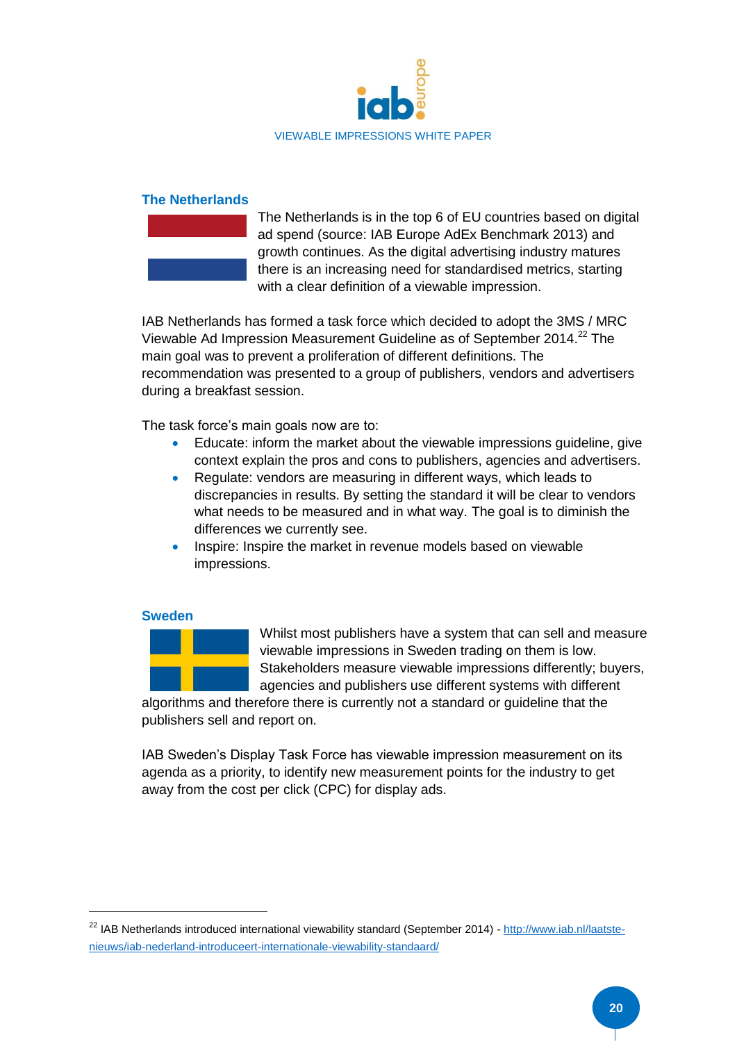## The Netherlands

The Netherlands is in the top 6 of EU countries based on digital ad spend (source: IAB Europe AdEx Benchmark 2013) and growth continues. As the digital advertising industry matures there is an increasing need for standardised metrics, starting with a clear definition of a viewable impression.

IAB Netherlands has formed a task force which decided to adopt the 3MS / MRC Viewable Ad Impression Measurement Guideline as of September 2014.[22] The main goal was to prevent a proliferation of different definitions. The recommendation was presented to a group of publishers, vendors and advertisers during a breakfast session.

The task force's main goals now are to:

- Educate: inform the market about the viewable impressions guideline, give context explain the pros and cons to publishers, agencies and advertisers.
- Regulate: vendors are measuring in different ways, which leads to discrepancies in results. By setting the standard it will be clear to vendors what needs to be measured and in what way. The goal is to diminish the differences we currently see.
- Inspire: Inspire the market in revenue models based on viewable impressions.

## Sweden

Whilst most publishers have a system that can sell and measure viewable impressions in Sweden trading on them is low. Stakeholders measure viewable impressions differently; buyers, agencies and publishers use different systems with different algorithms and therefore there is currently not a standard or guideline that the publishers sell and report on.

IAB Sweden's Display Task Force has viewable impression measurement on its agenda as a priority, to identify new measurement points for the industry to get away from the cost per click (CPC) for display ads.

---

[22] IAB Netherlands introduced international viewability standard (September 2014) - http://www.iab.nl/laatste-nieuws/iab-nederland-introduceert-internationale-viewability-standaard/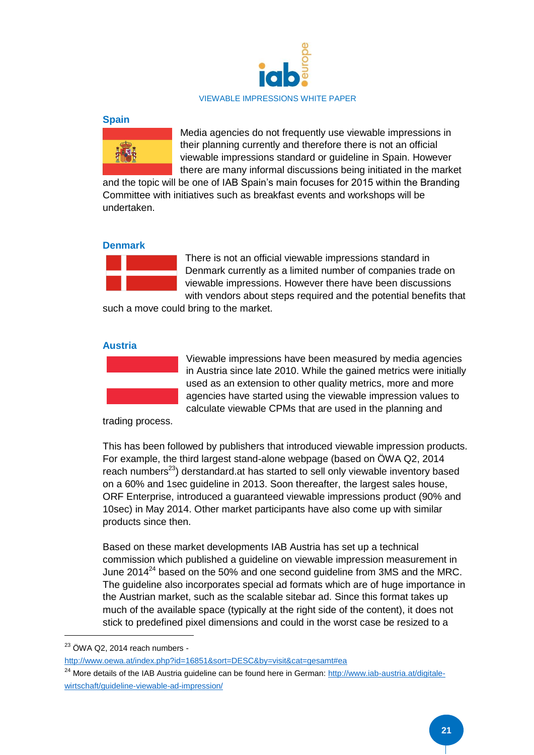## Spain

Media agencies do not frequently use viewable impressions in their planning currently and therefore there is not an official viewable impressions standard or guideline in Spain. However there are many informal discussions being initiated in the market and the topic will be one of IAB Spain's main focuses for 2015 within the Branding Committee with initiatives such as breakfast events and workshops will be undertaken.

## Denmark

There is not an official viewable impressions standard in Denmark currently as a limited number of companies trade on viewable impressions. However there have been discussions with vendors about steps required and the potential benefits that such a move could bring to the market.

## Austria

Viewable impressions have been measured by media agencies in Austria since late 2010. While the gained metrics were initially used as an extension to other quality metrics, more and more agencies have started using the viewable impression values to calculate viewable CPMs that are used in the planning and trading process.

This has been followed by publishers that introduced viewable impression products. For example, the third largest stand-alone webpage (based on ÖWA Q2, 2014 reach numbers[23]) derstandard.at has started to sell only viewable inventory based on a 60% and 1sec guideline in 2013. Soon thereafter, the largest sales house, ORF Enterprise, introduced a guaranteed viewable impressions product (90% and 10sec) in May 2014. Other market participants have also come up with similar products since then.

Based on these market developments IAB Austria has set up a technical commission which published a guideline on viewable impression measurement in June 2014[24] based on the 50% and one second guideline from 3MS and the MRC. The guideline also incorporates special ad formats which are of huge importance in the Austrian market, such as the scalable sitebar ad. Since this format takes up much of the available space (typically at the right side of the content), it does not stick to predefined pixel dimensions and could in the worst case be resized to a

---

[23] ÖWA Q2, 2014 reach numbers - http://www.oewa.at/index.php?id=16851&sort=DESC&by=visit&cat=gesamt#ea

[24] More details of the IAB Austria guideline can be found here in German: http://www.iab-austria.at/digitale-wirtschaft/guideline-viewable-ad-impression/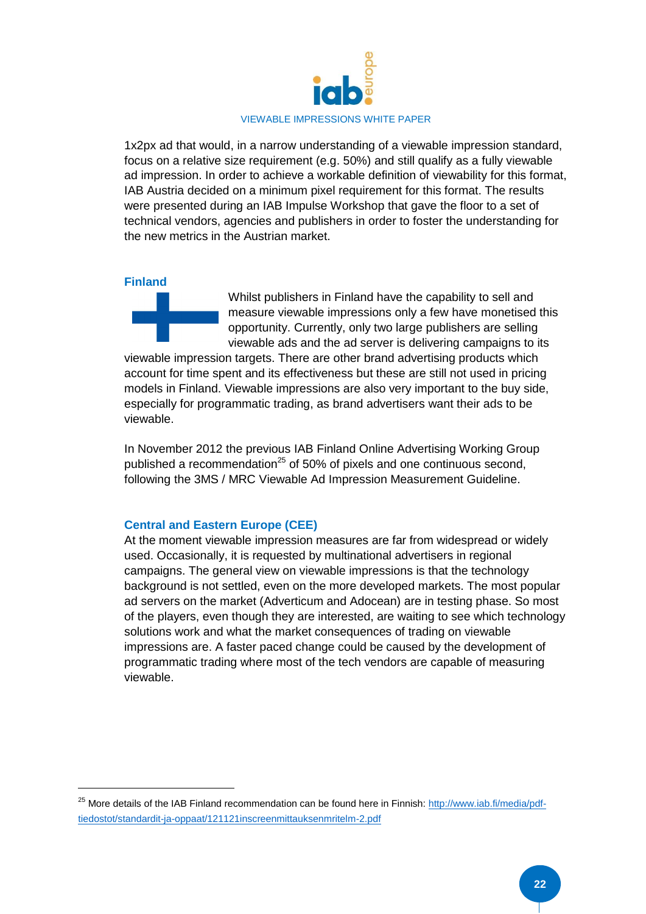1x2px ad that would, in a narrow understanding of a viewable impression standard, focus on a relative size requirement (e.g. 50%) and still qualify as a fully viewable ad impression. In order to achieve a workable definition of viewability for this format, IAB Austria decided on a minimum pixel requirement for this format. The results were presented during an IAB Impulse Workshop that gave the floor to a set of technical vendors, agencies and publishers in order to foster the understanding for the new metrics in the Austrian market.

### Finland

Whilst publishers in Finland have the capability to sell and measure viewable impressions only a few have monetised this opportunity. Currently, only two large publishers are selling viewable ads and the ad server is delivering campaigns to its viewable impression targets. There are other brand advertising products which account for time spent and its effectiveness but these are still not used in pricing models in Finland. Viewable impressions are also very important to the buy side, especially for programmatic trading, as brand advertisers want their ads to be viewable.

In November 2012 the previous IAB Finland Online Advertising Working Group published a recommendation[25] of 50% of pixels and one continuous second, following the 3MS / MRC Viewable Ad Impression Measurement Guideline.

### Central and Eastern Europe (CEE)

At the moment viewable impression measures are far from widespread or widely used. Occasionally, it is requested by multinational advertisers in regional campaigns. The general view on viewable impressions is that the technology background is not settled, even on the more developed markets. The most popular ad servers on the market (Adverticum and Adocean) are in testing phase. So most of the players, even though they are interested, are waiting to see which technology solutions work and what the market consequences of trading on viewable impressions are. A faster paced change could be caused by the development of programmatic trading where most of the tech vendors are capable of measuring viewable.

---

[25] More details of the IAB Finland recommendation can be found here in Finnish: http://www.iab.fi/media/pdf-tiedostot/standardit-ja-oppaat/121121inscreenmittauksenmritelm-2.pdf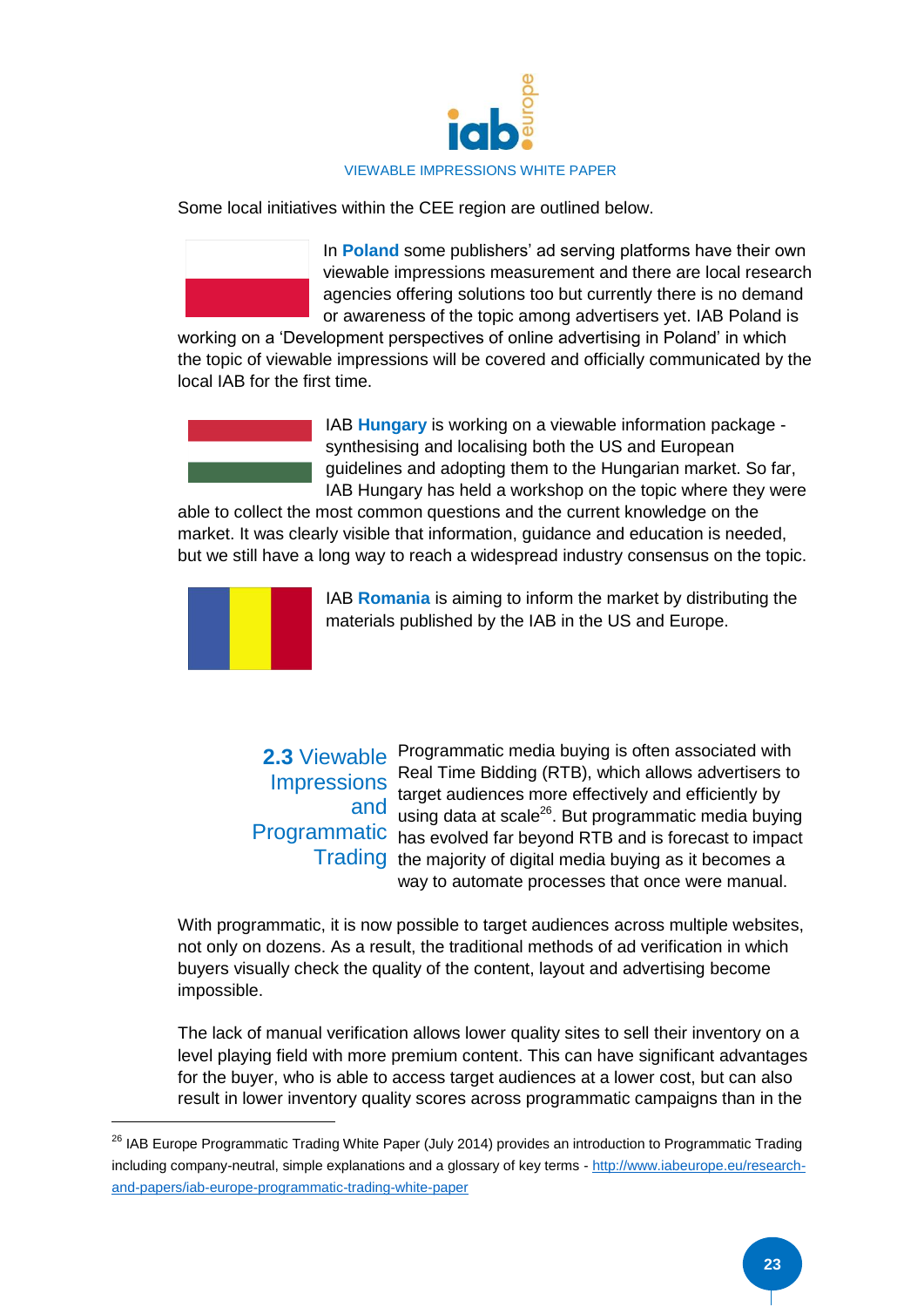Some local initiatives within the CEE region are outlined below.

In **Poland** some publishers' ad serving platforms have their own viewable impressions measurement and there are local research agencies offering solutions too but currently there is no demand or awareness of the topic among advertisers yet. IAB Poland is working on a 'Development perspectives of online advertising in Poland' in which the topic of viewable impressions will be covered and officially communicated by the local IAB for the first time.

IAB **Hungary** is working on a viewable information package - synthesising and localising both the US and European guidelines and adopting them to the Hungarian market. So far, IAB Hungary has held a workshop on the topic where they were able to collect the most common questions and the current knowledge on the market. It was clearly visible that information, guidance and education is needed, but we still have a long way to reach a widespread industry consensus on the topic.

IAB **Romania** is aiming to inform the market by distributing the materials published by the IAB in the US and Europe.

## 2.3 Viewable Impressions and Programmatic Trading

Programmatic media buying is often associated with Real Time Bidding (RTB), which allows advertisers to target audiences more effectively and efficiently by using data at scale[26]. But programmatic media buying has evolved far beyond RTB and is forecast to impact the majority of digital media buying as it becomes a way to automate processes that once were manual.

With programmatic, it is now possible to target audiences across multiple websites, not only on dozens. As a result, the traditional methods of ad verification in which buyers visually check the quality of the content, layout and advertising become impossible.

The lack of manual verification allows lower quality sites to sell their inventory on a level playing field with more premium content. This can have significant advantages for the buyer, who is able to access target audiences at a lower cost, but can also result in lower inventory quality scores across programmatic campaigns than in the

---

[26] IAB Europe Programmatic Trading White Paper (July 2014) provides an introduction to Programmatic Trading including company-neutral, simple explanations and a glossary of key terms - http://www.iabeurope.eu/research-and-papers/iab-europe-programmatic-trading-white-paper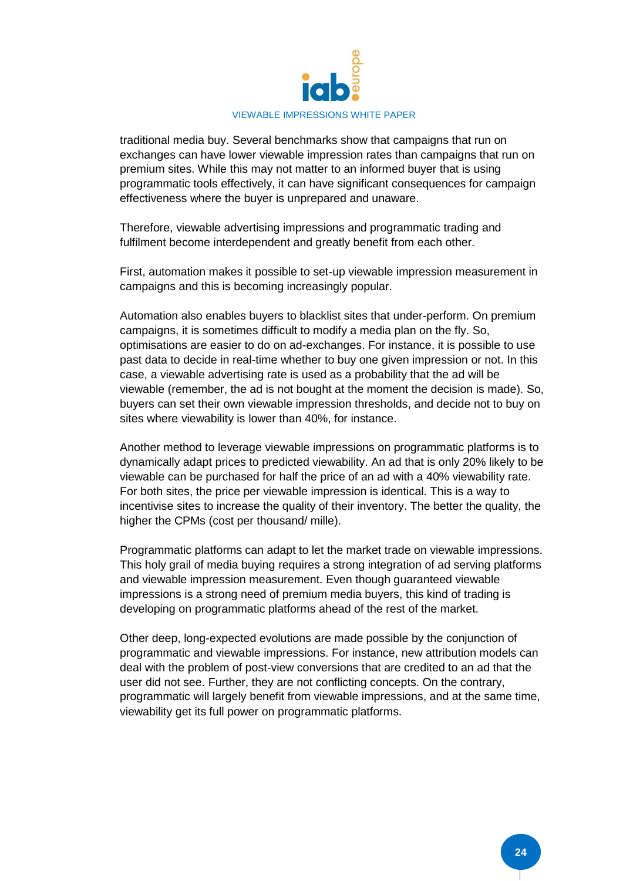traditional media buy. Several benchmarks show that campaigns that run on exchanges can have lower viewable impression rates than campaigns that run on premium sites. While this may not matter to an informed buyer that is using programmatic tools effectively, it can have significant consequences for campaign effectiveness where the buyer is unprepared and unaware.

Therefore, viewable advertising impressions and programmatic trading and fulfilment become interdependent and greatly benefit from each other.

First, automation makes it possible to set-up viewable impression measurement in campaigns and this is becoming increasingly popular.

Automation also enables buyers to blacklist sites that under-perform. On premium campaigns, it is sometimes difficult to modify a media plan on the fly. So, optimisations are easier to do on ad-exchanges. For instance, it is possible to use past data to decide in real-time whether to buy one given impression or not. In this case, a viewable advertising rate is used as a probability that the ad will be viewable (remember, the ad is not bought at the moment the decision is made). So, buyers can set their own viewable impression thresholds, and decide not to buy on sites where viewability is lower than 40%, for instance.

Another method to leverage viewable impressions on programmatic platforms is to dynamically adapt prices to predicted viewability. An ad that is only 20% likely to be viewable can be purchased for half the price of an ad with a 40% viewability rate. For both sites, the price per viewable impression is identical. This is a way to incentivise sites to increase the quality of their inventory. The better the quality, the higher the CPMs (cost per thousand/ mille).

Programmatic platforms can adapt to let the market trade on viewable impressions. This holy grail of media buying requires a strong integration of ad serving platforms and viewable impression measurement. Even though guaranteed viewable impressions is a strong need of premium media buyers, this kind of trading is developing on programmatic platforms ahead of the rest of the market.

Other deep, long-expected evolutions are made possible by the conjunction of programmatic and viewable impressions. For instance, new attribution models can deal with the problem of post-view conversions that are credited to an ad that the user did not see. Further, they are not conflicting concepts. On the contrary, programmatic will largely benefit from viewable impressions, and at the same time, viewability get its full power on programmatic platforms.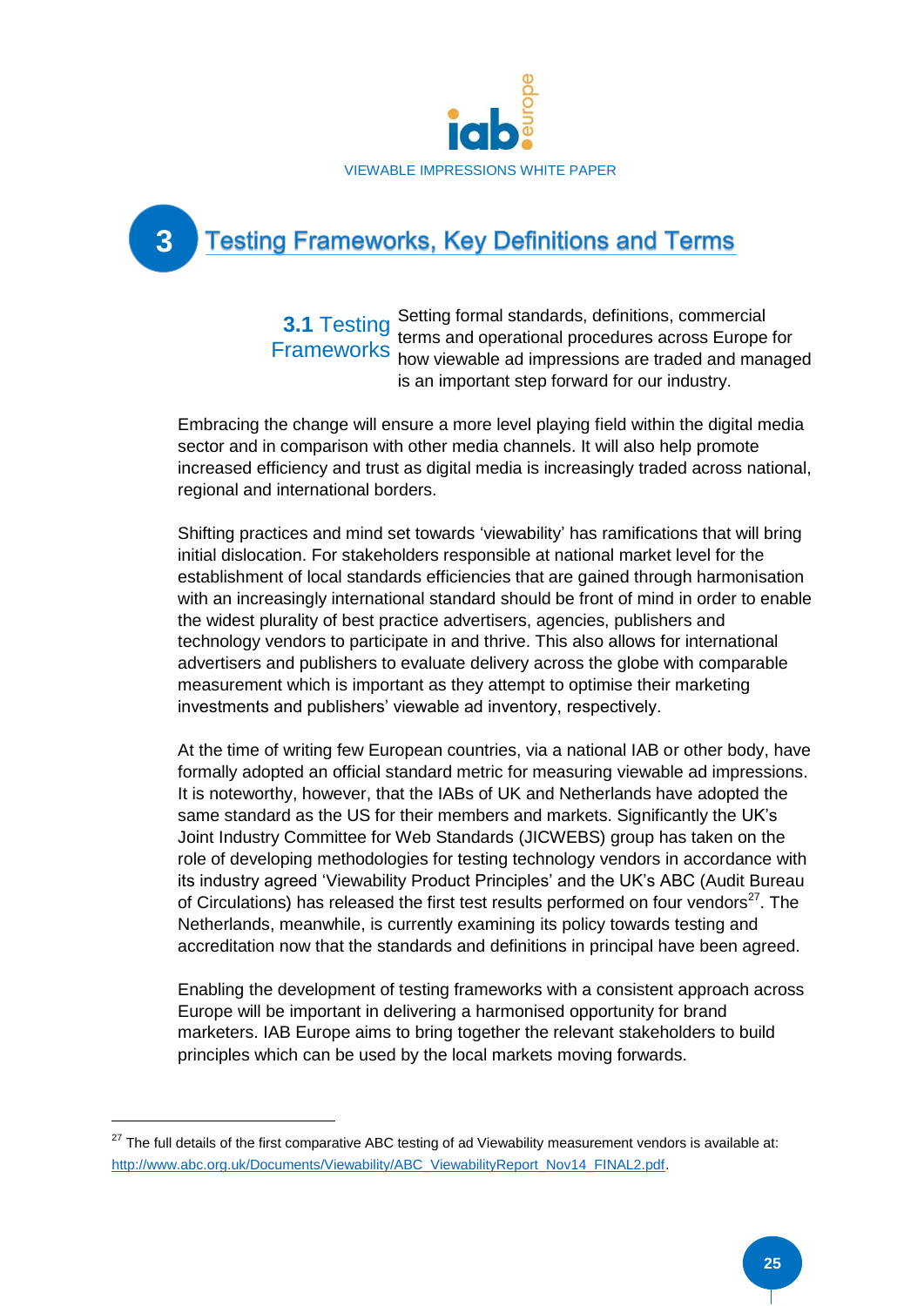# 3 Testing Frameworks, Key Definitions and Terms

## 3.1 Testing Frameworks

Setting formal standards, definitions, commercial terms and operational procedures across Europe for how viewable ad impressions are traded and managed is an important step forward for our industry.

Embracing the change will ensure a more level playing field within the digital media sector and in comparison with other media channels. It will also help promote increased efficiency and trust as digital media is increasingly traded across national, regional and international borders.

Shifting practices and mind set towards 'viewability' has ramifications that will bring initial dislocation. For stakeholders responsible at national market level for the establishment of local standards efficiencies that are gained through harmonisation with an increasingly international standard should be front of mind in order to enable the widest plurality of best practice advertisers, agencies, publishers and technology vendors to participate in and thrive. This also allows for international advertisers and publishers to evaluate delivery across the globe with comparable measurement which is important as they attempt to optimise their marketing investments and publishers' viewable ad inventory, respectively.

At the time of writing few European countries, via a national IAB or other body, have formally adopted an official standard metric for measuring viewable ad impressions. It is noteworthy, however, that the IABs of UK and Netherlands have adopted the same standard as the US for their members and markets. Significantly the UK's Joint Industry Committee for Web Standards (JICWEBS) group has taken on the role of developing methodologies for testing technology vendors in accordance with its industry agreed 'Viewability Product Principles' and the UK's ABC (Audit Bureau of Circulations) has released the first test results performed on four vendors[27]. The Netherlands, meanwhile, is currently examining its policy towards testing and accreditation now that the standards and definitions in principal have been agreed.

Enabling the development of testing frameworks with a consistent approach across Europe will be important in delivering a harmonised opportunity for brand marketers. IAB Europe aims to bring together the relevant stakeholders to build principles which can be used by the local markets moving forwards.

---

[27] The full details of the first comparative ABC testing of ad Viewability measurement vendors is available at: http://www.abc.org.uk/Documents/Viewability/ABC_ViewabilityReport_Nov14_FINAL2.pdf.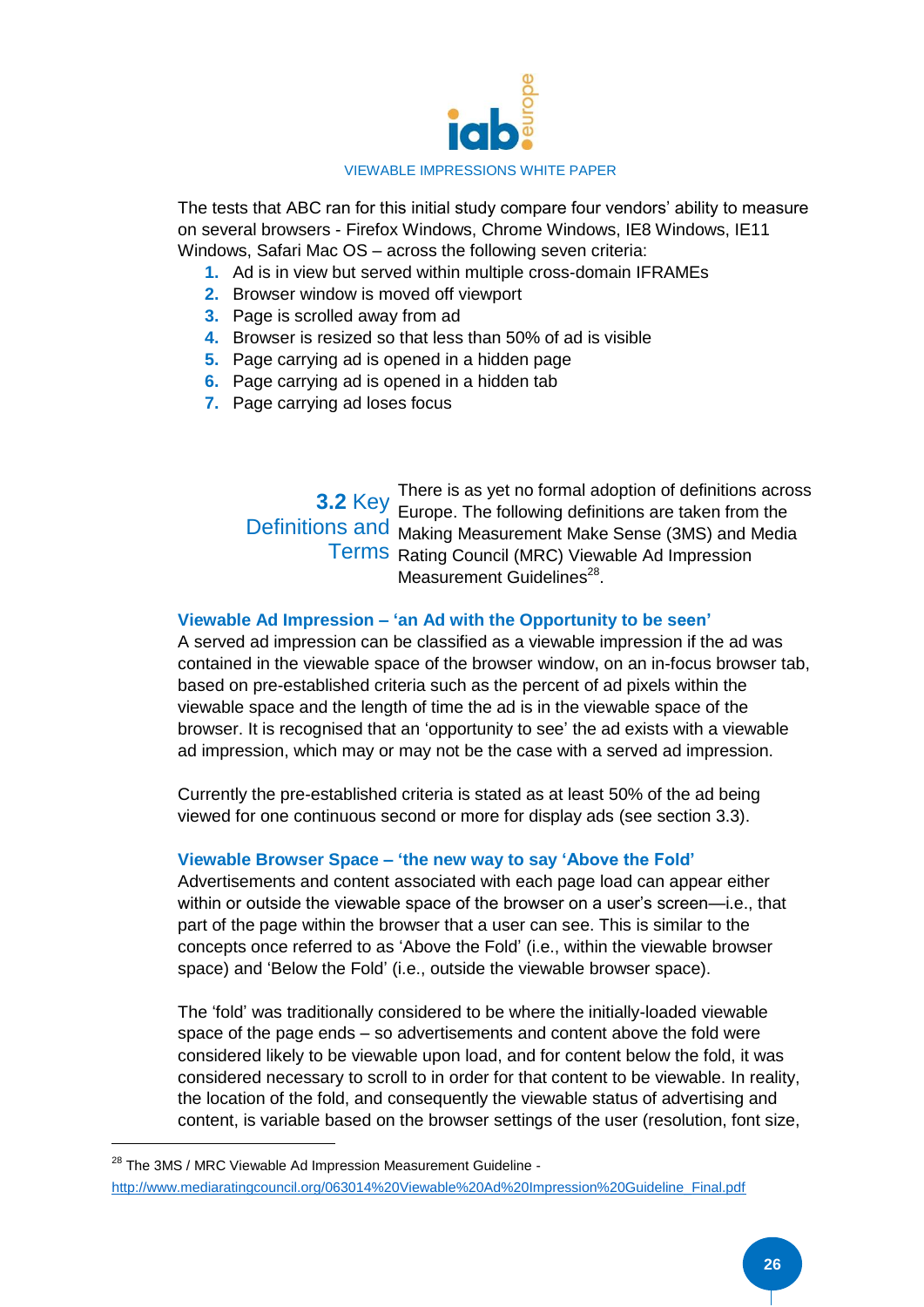The tests that ABC ran for this initial study compare four vendors' ability to measure on several browsers - Firefox Windows, Chrome Windows, IE8 Windows, IE11 Windows, Safari Mac OS – across the following seven criteria:

1. Ad is in view but served within multiple cross-domain IFRAMEs
2. Browser window is moved off viewport
3. Page is scrolled away from ad
4. Browser is resized so that less than 50% of ad is visible
5. Page carrying ad is opened in a hidden page
6. Page carrying ad is opened in a hidden tab
7. Page carrying ad loses focus

## 3.2 Key Definitions and Terms

There is as yet no formal adoption of definitions across Europe. The following definitions are taken from the Making Measurement Make Sense (3MS) and Media Rating Council (MRC) Viewable Ad Impression Measurement Guidelines[28].

### Viewable Ad Impression – 'an Ad with the Opportunity to be seen'

A served ad impression can be classified as a viewable impression if the ad was contained in the viewable space of the browser window, on an in-focus browser tab, based on pre-established criteria such as the percent of ad pixels within the viewable space and the length of time the ad is in the viewable space of the browser. It is recognised that an 'opportunity to see' the ad exists with a viewable ad impression, which may or may not be the case with a served ad impression.

Currently the pre-established criteria is stated as at least 50% of the ad being viewed for one continuous second or more for display ads (see section 3.3).

### Viewable Browser Space – 'the new way to say 'Above the Fold'

Advertisements and content associated with each page load can appear either within or outside the viewable space of the browser on a user's screen—i.e., that part of the page within the browser that a user can see. This is similar to the concepts once referred to as 'Above the Fold' (i.e., within the viewable browser space) and 'Below the Fold' (i.e., outside the viewable browser space).

The 'fold' was traditionally considered to be where the initially-loaded viewable space of the page ends – so advertisements and content above the fold were considered likely to be viewable upon load, and for content below the fold, it was considered necessary to scroll to in order for that content to be viewable. In reality, the location of the fold, and consequently the viewable status of advertising and content, is variable based on the browser settings of the user (resolution, font size,

---

[28] The 3MS / MRC Viewable Ad Impression Measurement Guideline - http://www.mediaratingcouncil.org/063014%20Viewable%20Ad%20Impression%20Guideline_Final.pdf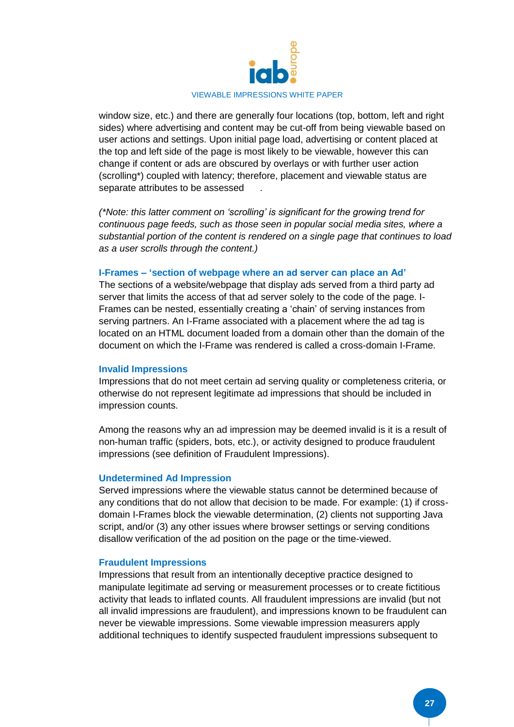window size, etc.) and there are generally four locations (top, bottom, left and right sides) where advertising and content may be cut-off from being viewable based on user actions and settings. Upon initial page load, advertising or content placed at the top and left side of the page is most likely to be viewable, however this can change if content or ads are obscured by overlays or with further user action (scrolling*) coupled with latency; therefore, placement and viewable status are separate attributes to be assessed .

*(*Note: this latter comment on 'scrolling' is significant for the growing trend for continuous page feeds, such as those seen in popular social media sites, where a substantial portion of the content is rendered on a single page that continues to load as a user scrolls through the content.)*

### I-Frames – 'section of webpage where an ad server can place an Ad'

The sections of a website/webpage that display ads served from a third party ad server that limits the access of that ad server solely to the code of the page. I-Frames can be nested, essentially creating a 'chain' of serving instances from serving partners. An I-Frame associated with a placement where the ad tag is located on an HTML document loaded from a domain other than the domain of the document on which the I-Frame was rendered is called a cross-domain I-Frame.

### Invalid Impressions

Impressions that do not meet certain ad serving quality or completeness criteria, or otherwise do not represent legitimate ad impressions that should be included in impression counts.

Among the reasons why an ad impression may be deemed invalid is it is a result of non-human traffic (spiders, bots, etc.), or activity designed to produce fraudulent impressions (see definition of Fraudulent Impressions).

### Undetermined Ad Impression

Served impressions where the viewable status cannot be determined because of any conditions that do not allow that decision to be made. For example: (1) if cross-domain I-Frames block the viewable determination, (2) clients not supporting Java script, and/or (3) any other issues where browser settings or serving conditions disallow verification of the ad position on the page or the time-viewed.

### Fraudulent Impressions

Impressions that result from an intentionally deceptive practice designed to manipulate legitimate ad serving or measurement processes or to create fictitious activity that leads to inflated counts. All fraudulent impressions are invalid (but not all invalid impressions are fraudulent), and impressions known to be fraudulent can never be viewable impressions. Some viewable impression measurers apply additional techniques to identify suspected fraudulent impressions subsequent to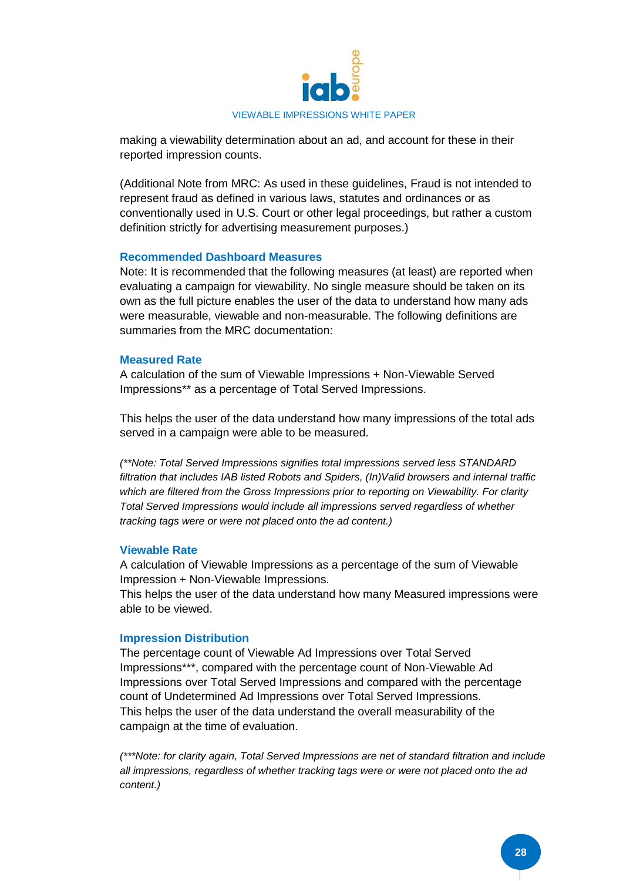making a viewability determination about an ad, and account for these in their reported impression counts.

(Additional Note from MRC: As used in these guidelines, Fraud is not intended to represent fraud as defined in various laws, statutes and ordinances or as conventionally used in U.S. Court or other legal proceedings, but rather a custom definition strictly for advertising measurement purposes.)

### Recommended Dashboard Measures

Note: It is recommended that the following measures (at least) are reported when evaluating a campaign for viewability. No single measure should be taken on its own as the full picture enables the user of the data to understand how many ads were measurable, viewable and non-measurable. The following definitions are summaries from the MRC documentation:

### Measured Rate

A calculation of the sum of Viewable Impressions + Non-Viewable Served Impressions** as a percentage of Total Served Impressions.

This helps the user of the data understand how many impressions of the total ads served in a campaign were able to be measured.

*(**Note: Total Served Impressions signifies total impressions served less STANDARD filtration that includes IAB listed Robots and Spiders, (In)Valid browsers and internal traffic which are filtered from the Gross Impressions prior to reporting on Viewability. For clarity Total Served Impressions would include all impressions served regardless of whether tracking tags were or were not placed onto the ad content.)*

### Viewable Rate

A calculation of Viewable Impressions as a percentage of the sum of Viewable Impression + Non-Viewable Impressions.
This helps the user of the data understand how many Measured impressions were able to be viewed.

### Impression Distribution

The percentage count of Viewable Ad Impressions over Total Served Impressions***, compared with the percentage count of Non-Viewable Ad Impressions over Total Served Impressions and compared with the percentage count of Undetermined Ad Impressions over Total Served Impressions.
This helps the user of the data understand the overall measurability of the campaign at the time of evaluation.

*(***Note: for clarity again, Total Served Impressions are net of standard filtration and include all impressions, regardless of whether tracking tags were or were not placed onto the ad content.)*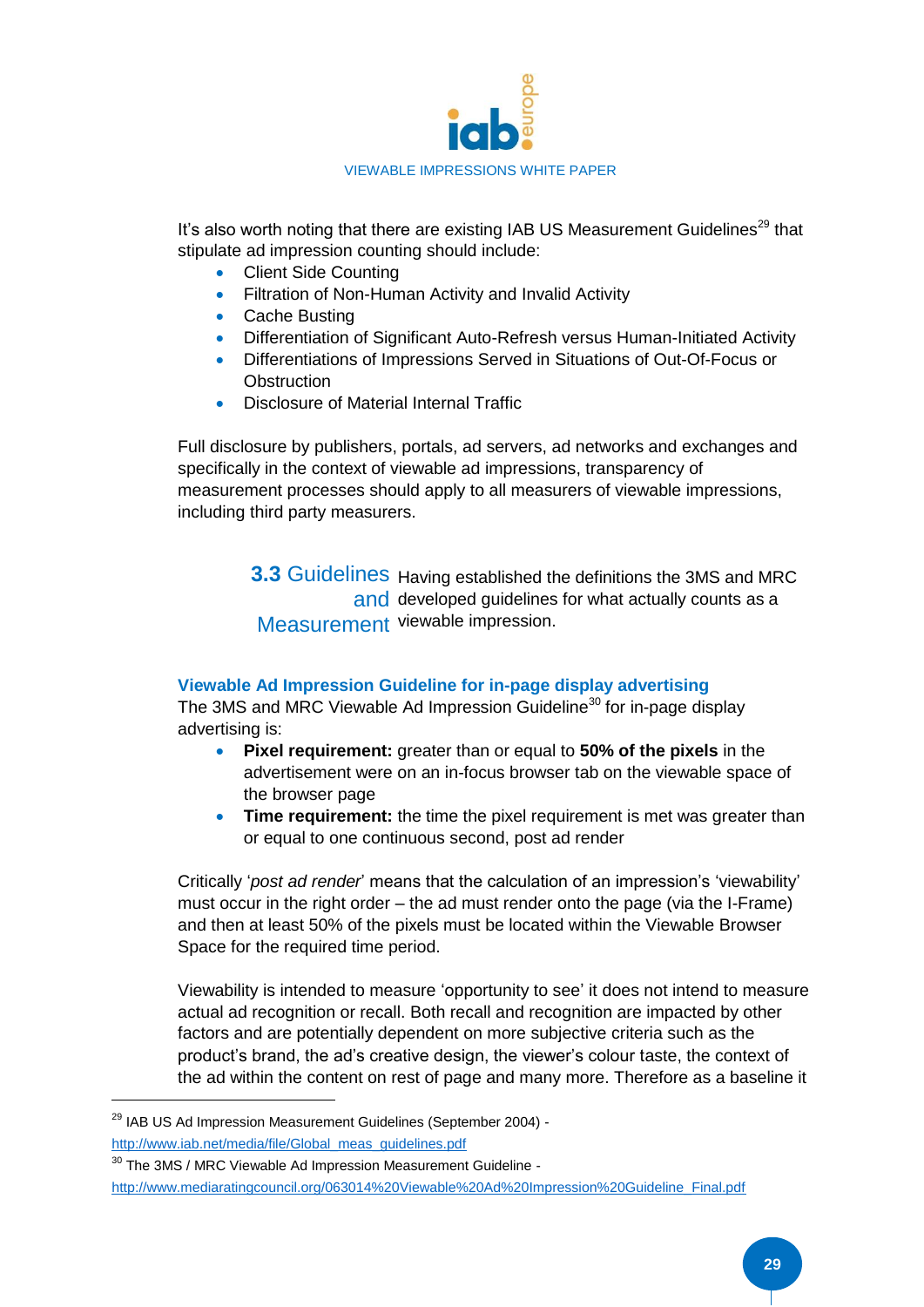It's also worth noting that there are existing IAB US Measurement Guidelines[29] that stipulate ad impression counting should include:

- Client Side Counting
- Filtration of Non-Human Activity and Invalid Activity
- Cache Busting
- Differentiation of Significant Auto-Refresh versus Human-Initiated Activity
- Differentiations of Impressions Served in Situations of Out-Of-Focus or Obstruction
- Disclosure of Material Internal Traffic

Full disclosure by publishers, portals, ad servers, ad networks and exchanges and specifically in the context of viewable ad impressions, transparency of measurement processes should apply to all measurers of viewable impressions, including third party measurers.

## 3.3 Guidelines and Measurement

Having established the definitions the 3MS and MRC developed guidelines for what actually counts as a viewable impression.

### Viewable Ad Impression Guideline for in-page display advertising

The 3MS and MRC Viewable Ad Impression Guideline[30] for in-page display advertising is:

- **Pixel requirement:** greater than or equal to **50% of the pixels** in the advertisement were on an in-focus browser tab on the viewable space of the browser page
- **Time requirement:** the time the pixel requirement is met was greater than or equal to one continuous second, post ad render

Critically '*post ad render*' means that the calculation of an impression's 'viewability' must occur in the right order – the ad must render onto the page (via the I-Frame) and then at least 50% of the pixels must be located within the Viewable Browser Space for the required time period.

Viewability is intended to measure 'opportunity to see' it does not intend to measure actual ad recognition or recall. Both recall and recognition are impacted by other factors and are potentially dependent on more subjective criteria such as the product's brand, the ad's creative design, the viewer's colour taste, the context of the ad within the content on rest of page and many more. Therefore as a baseline it

---

[29] IAB US Ad Impression Measurement Guidelines (September 2004) - http://www.iab.net/media/file/Global_meas_guidelines.pdf

[30] The 3MS / MRC Viewable Ad Impression Measurement Guideline - http://www.mediaratingcouncil.org/063014%20Viewable%20Ad%20Impression%20Guideline_Final.pdf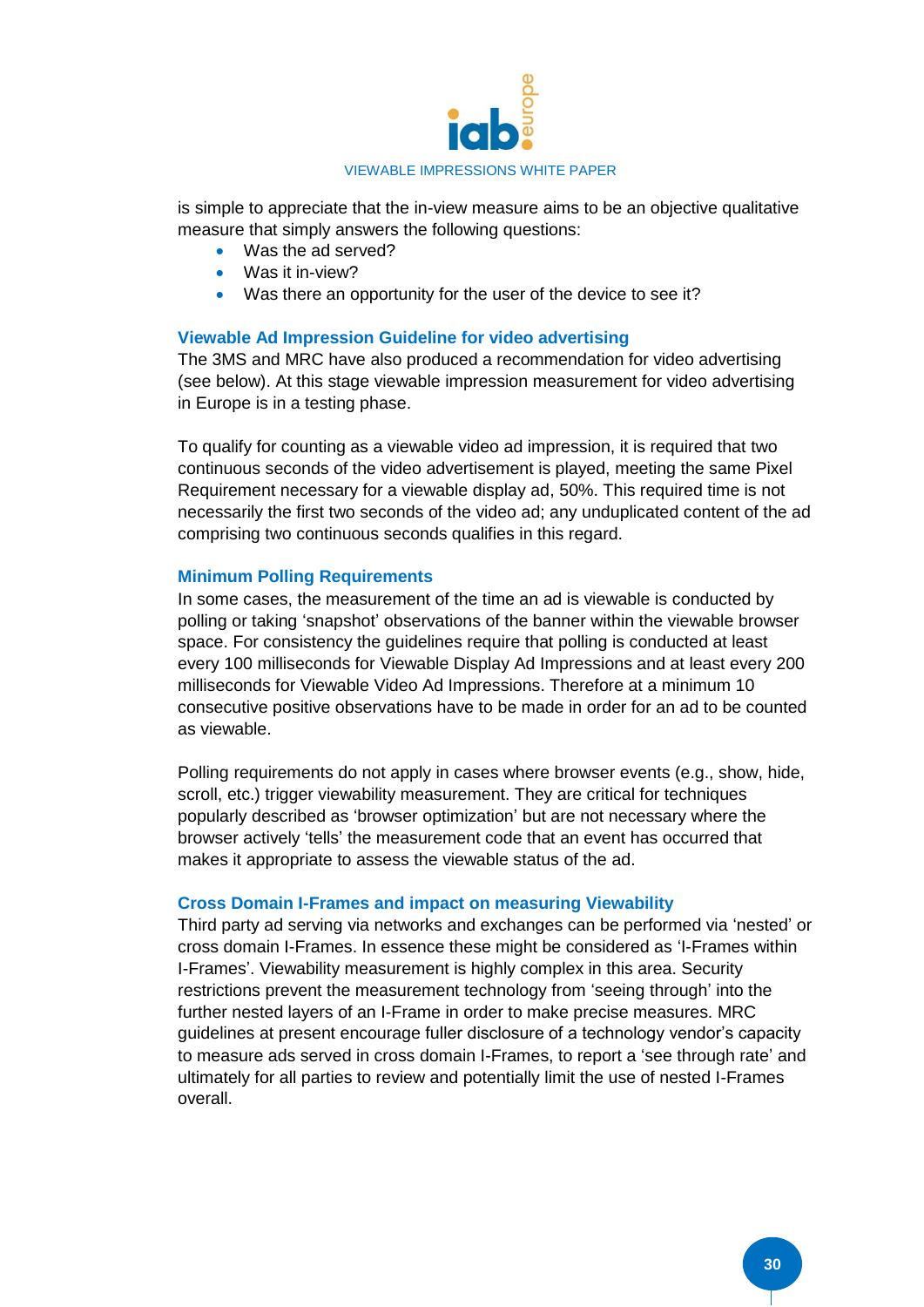is simple to appreciate that the in-view measure aims to be an objective qualitative measure that simply answers the following questions:

- Was the ad served?
- Was it in-view?
- Was there an opportunity for the user of the device to see it?

### Viewable Ad Impression Guideline for video advertising

The 3MS and MRC have also produced a recommendation for video advertising (see below). At this stage viewable impression measurement for video advertising in Europe is in a testing phase.

To qualify for counting as a viewable video ad impression, it is required that two continuous seconds of the video advertisement is played, meeting the same Pixel Requirement necessary for a viewable display ad, 50%. This required time is not necessarily the first two seconds of the video ad; any unduplicated content of the ad comprising two continuous seconds qualifies in this regard.

### Minimum Polling Requirements

In some cases, the measurement of the time an ad is viewable is conducted by polling or taking 'snapshot' observations of the banner within the viewable browser space. For consistency the guidelines require that polling is conducted at least every 100 milliseconds for Viewable Display Ad Impressions and at least every 200 milliseconds for Viewable Video Ad Impressions. Therefore at a minimum 10 consecutive positive observations have to be made in order for an ad to be counted as viewable.

Polling requirements do not apply in cases where browser events (e.g., show, hide, scroll, etc.) trigger viewability measurement. They are critical for techniques popularly described as 'browser optimization' but are not necessary where the browser actively 'tells' the measurement code that an event has occurred that makes it appropriate to assess the viewable status of the ad.

### Cross Domain I-Frames and impact on measuring Viewability

Third party ad serving via networks and exchanges can be performed via 'nested' or cross domain I-Frames. In essence these might be considered as 'I-Frames within I-Frames'. Viewability measurement is highly complex in this area. Security restrictions prevent the measurement technology from 'seeing through' into the further nested layers of an I-Frame in order to make precise measures. MRC guidelines at present encourage fuller disclosure of a technology vendor's capacity to measure ads served in cross domain I-Frames, to report a 'see through rate' and ultimately for all parties to review and potentially limit the use of nested I-Frames overall.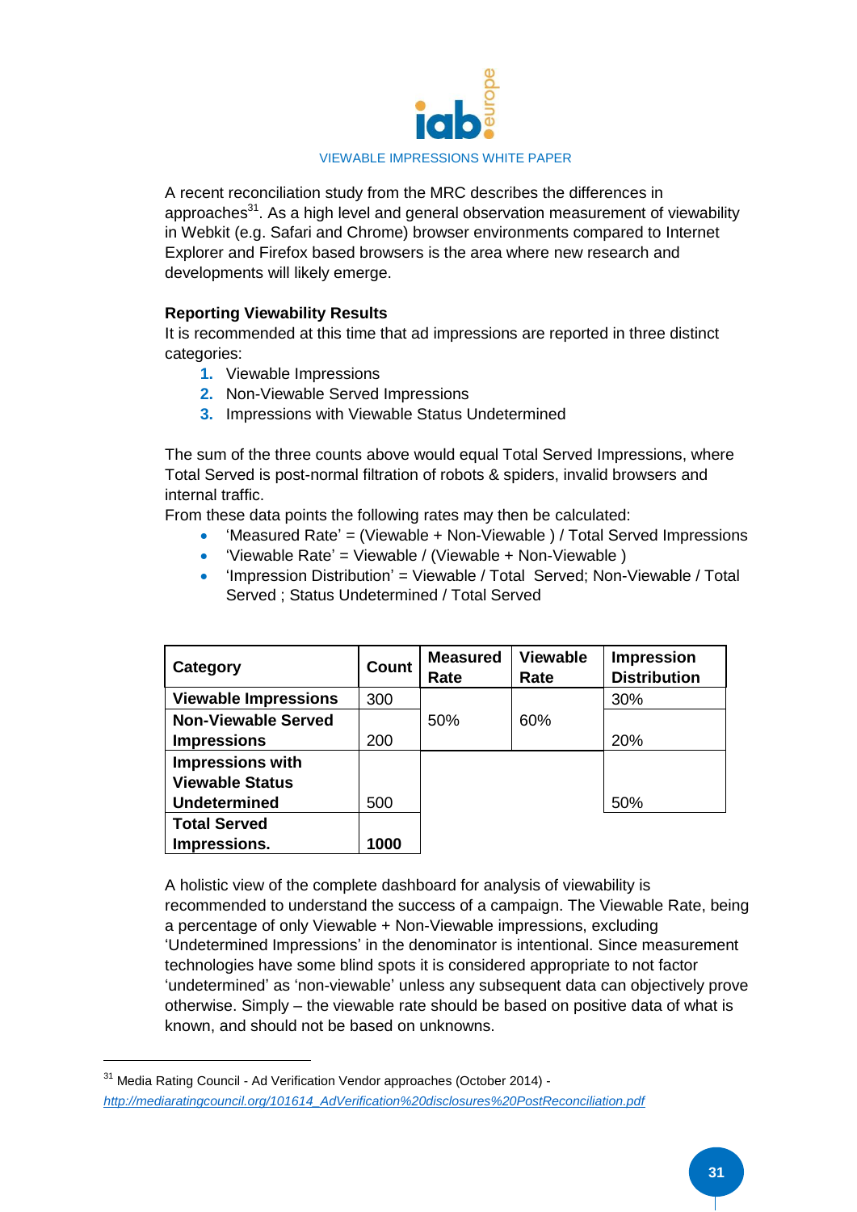A recent reconciliation study from the MRC describes the differences in approaches[31]. As a high level and general observation measurement of viewability in Webkit (e.g. Safari and Chrome) browser environments compared to Internet Explorer and Firefox based browsers is the area where new research and developments will likely emerge.

**Reporting Viewability Results**

It is recommended at this time that ad impressions are reported in three distinct categories:

1. Viewable Impressions
2. Non-Viewable Served Impressions
3. Impressions with Viewable Status Undetermined

The sum of the three counts above would equal Total Served Impressions, where Total Served is post-normal filtration of robots & spiders, invalid browsers and internal traffic.

From these data points the following rates may then be calculated:

- 'Measured Rate' = (Viewable + Non-Viewable ) / Total Served Impressions
- 'Viewable Rate' = Viewable / (Viewable + Non-Viewable )
- 'Impression Distribution' = Viewable / Total Served; Non-Viewable / Total Served ; Status Undetermined / Total Served

| Category | Count | Measured Rate | Viewable Rate | Impression Distribution |
|---|---|---|---|---|
| **Viewable Impressions** | 300 | 50% | 60% | 30% |
| **Non-Viewable Served Impressions** | 200 | | | 20% |
| **Impressions with Viewable Status Undetermined** | 500 | | | 50% |
| **Total Served Impressions.** | **1000** | | | |

A holistic view of the complete dashboard for analysis of viewability is recommended to understand the success of a campaign. The Viewable Rate, being a percentage of only Viewable + Non-Viewable impressions, excluding 'Undetermined Impressions' in the denominator is intentional. Since measurement technologies have some blind spots it is considered appropriate to not factor 'undetermined' as 'non-viewable' unless any subsequent data can objectively prove otherwise. Simply – the viewable rate should be based on positive data of what is known, and should not be based on unknowns.

---

[31] Media Rating Council - Ad Verification Vendor approaches (October 2014) - *http://mediaratingcouncil.org/101614_AdVerification%20disclosures%20PostReconciliation.pdf*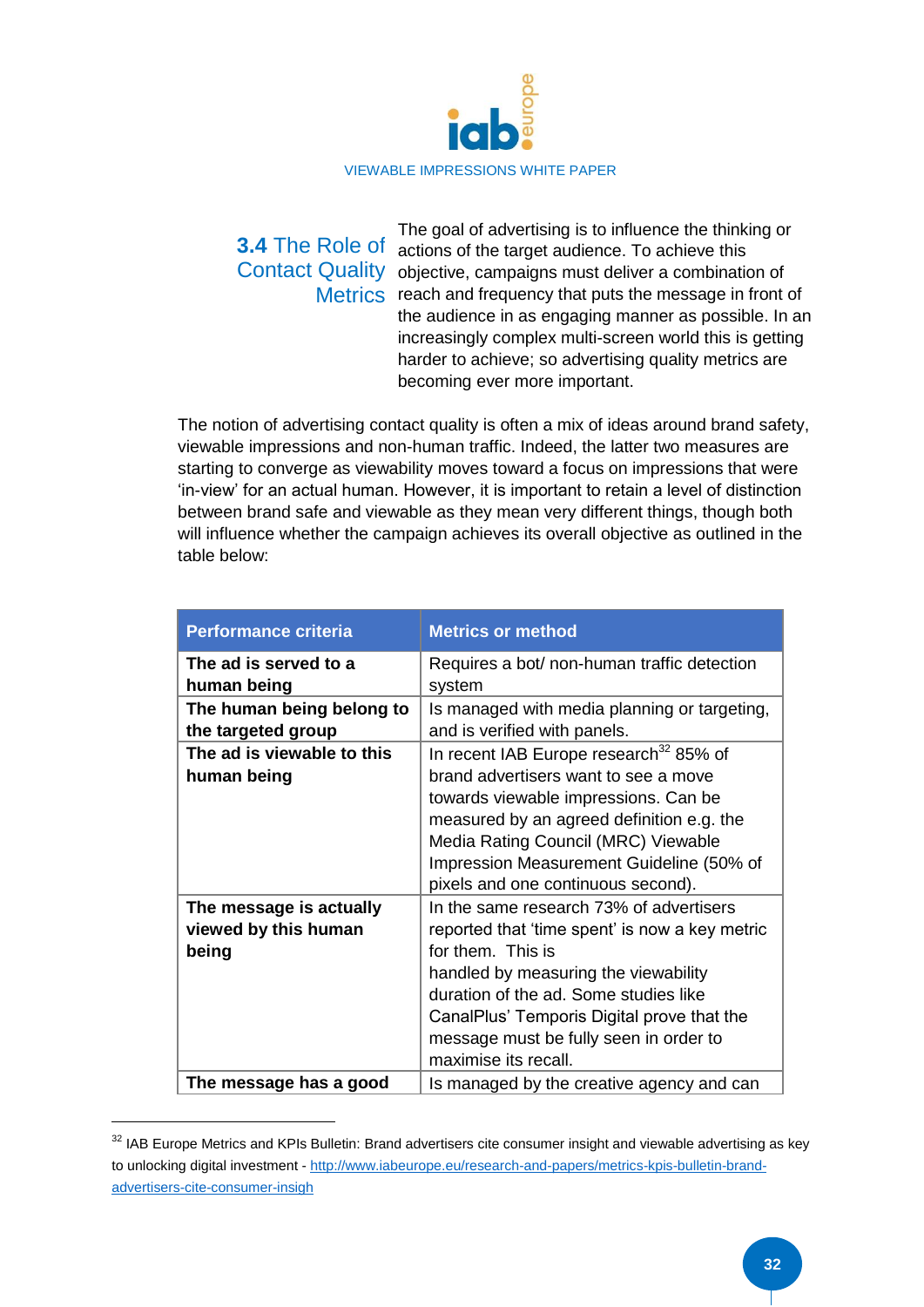## 3.4 The Role of Contact Quality Metrics

The goal of advertising is to influence the thinking or actions of the target audience. To achieve this objective, campaigns must deliver a combination of reach and frequency that puts the message in front of the audience in as engaging manner as possible. In an increasingly complex multi-screen world this is getting harder to achieve; so advertising quality metrics are becoming ever more important.

The notion of advertising contact quality is often a mix of ideas around brand safety, viewable impressions and non-human traffic. Indeed, the latter two measures are starting to converge as viewability moves toward a focus on impressions that were 'in-view' for an actual human. However, it is important to retain a level of distinction between brand safe and viewable as they mean very different things, though both will influence whether the campaign achieves its overall objective as outlined in the table below:

| Performance criteria | Metrics or method |
|---|---|
| **The ad is served to a human being** | Requires a bot/ non-human traffic detection system |
| **The human being belong to the targeted group** | Is managed with media planning or targeting, and is verified with panels. |
| **The ad is viewable to this human being** | In recent IAB Europe research[32] 85% of brand advertisers want to see a move towards viewable impressions. Can be measured by an agreed definition e.g. the Media Rating Council (MRC) Viewable Impression Measurement Guideline (50% of pixels and one continuous second). |
| **The message is actually viewed by this human being** | In the same research 73% of advertisers reported that 'time spent' is now a key metric for them. This is handled by measuring the viewability duration of the ad. Some studies like CanalPlus' Temporis Digital prove that the message must be fully seen in order to maximise its recall. |
| **The message has a good** | Is managed by the creative agency and can |

[32] IAB Europe Metrics and KPIs Bulletin: Brand advertisers cite consumer insight and viewable advertising as key to unlocking digital investment - http://www.iabeurope.eu/research-and-papers/metrics-kpis-bulletin-brand-advertisers-cite-consumer-insigh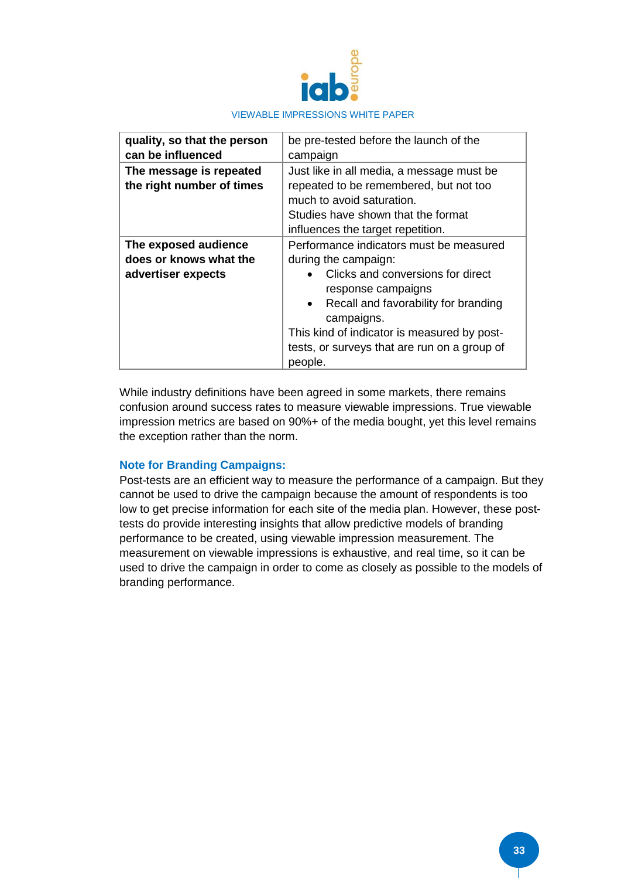| | |
|---|---|
| **quality, so that the person can be influenced** | be pre-tested before the launch of the campaign |
| **The message is repeated the right number of times** | Just like in all media, a message must be repeated to be remembered, but not too much to avoid saturation.<br>Studies have shown that the format influences the target repetition. |
| **The exposed audience does or knows what the advertiser expects** | Performance indicators must be measured during the campaign:<br>• Clicks and conversions for direct response campaigns<br>• Recall and favorability for branding campaigns.<br>This kind of indicator is measured by post-tests, or surveys that are run on a group of people. |

While industry definitions have been agreed in some markets, there remains confusion around success rates to measure viewable impressions. True viewable impression metrics are based on 90%+ of the media bought, yet this level remains the exception rather than the norm.

### Note for Branding Campaigns:

Post-tests are an efficient way to measure the performance of a campaign. But they cannot be used to drive the campaign because the amount of respondents is too low to get precise information for each site of the media plan. However, these post-tests do provide interesting insights that allow predictive models of branding performance to be created, using viewable impression measurement. The measurement on viewable impressions is exhaustive, and real time, so it can be used to drive the campaign in order to come as closely as possible to the models of branding performance.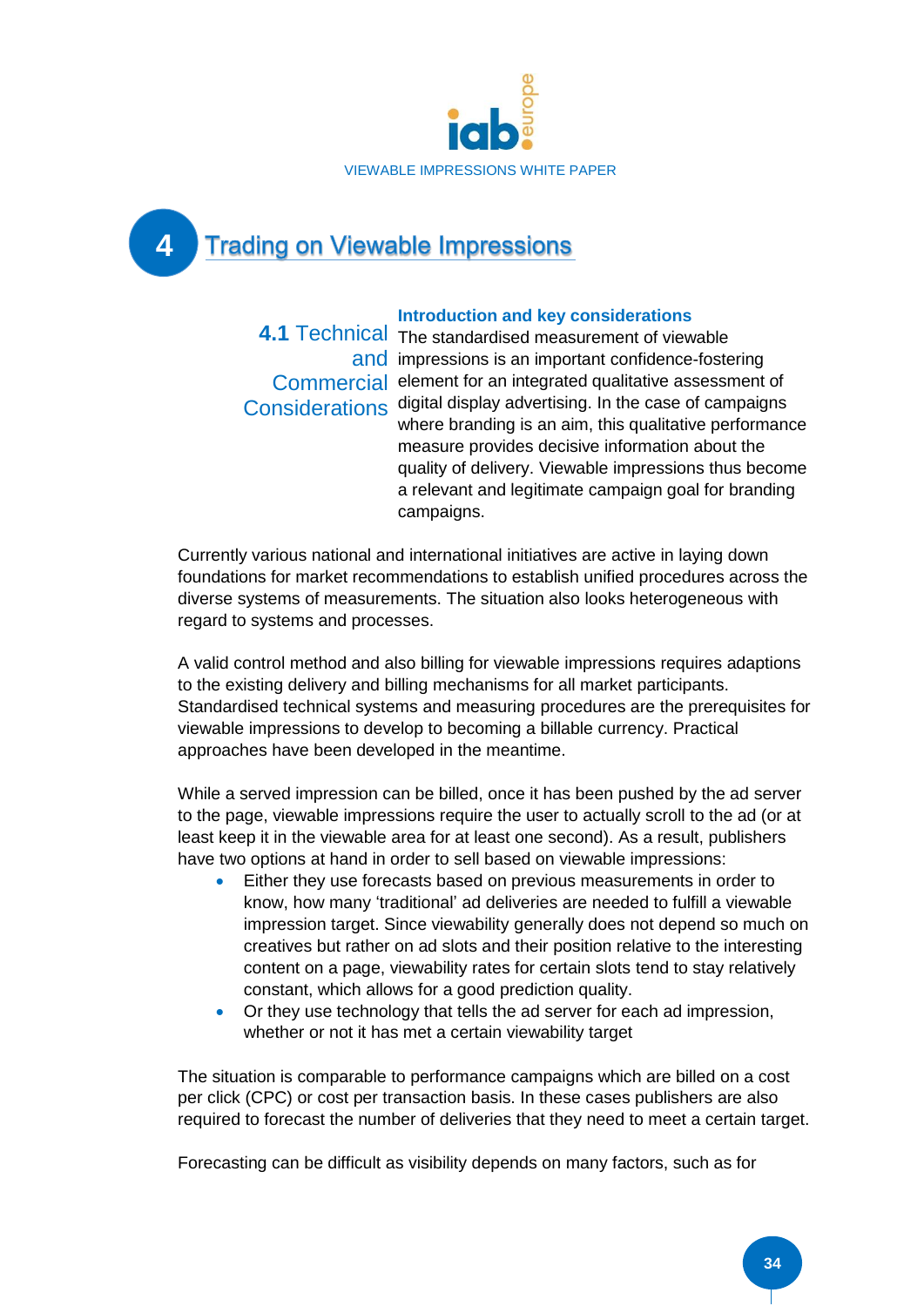# 4 Trading on Viewable Impressions

## 4.1 Technical and Commercial Considerations

### Introduction and key considerations

The standardised measurement of viewable impressions is an important confidence-fostering element for an integrated qualitative assessment of digital display advertising. In the case of campaigns where branding is an aim, this qualitative performance measure provides decisive information about the quality of delivery. Viewable impressions thus become a relevant and legitimate campaign goal for branding campaigns.

Currently various national and international initiatives are active in laying down foundations for market recommendations to establish unified procedures across the diverse systems of measurements. The situation also looks heterogeneous with regard to systems and processes.

A valid control method and also billing for viewable impressions requires adaptions to the existing delivery and billing mechanisms for all market participants. Standardised technical systems and measuring procedures are the prerequisites for viewable impressions to develop to becoming a billable currency. Practical approaches have been developed in the meantime.

While a served impression can be billed, once it has been pushed by the ad server to the page, viewable impressions require the user to actually scroll to the ad (or at least keep it in the viewable area for at least one second). As a result, publishers have two options at hand in order to sell based on viewable impressions:

- Either they use forecasts based on previous measurements in order to know, how many 'traditional' ad deliveries are needed to fulfill a viewable impression target. Since viewability generally does not depend so much on creatives but rather on ad slots and their position relative to the interesting content on a page, viewability rates for certain slots tend to stay relatively constant, which allows for a good prediction quality.
- Or they use technology that tells the ad server for each ad impression, whether or not it has met a certain viewability target

The situation is comparable to performance campaigns which are billed on a cost per click (CPC) or cost per transaction basis. In these cases publishers are also required to forecast the number of deliveries that they need to meet a certain target.

Forecasting can be difficult as visibility depends on many factors, such as for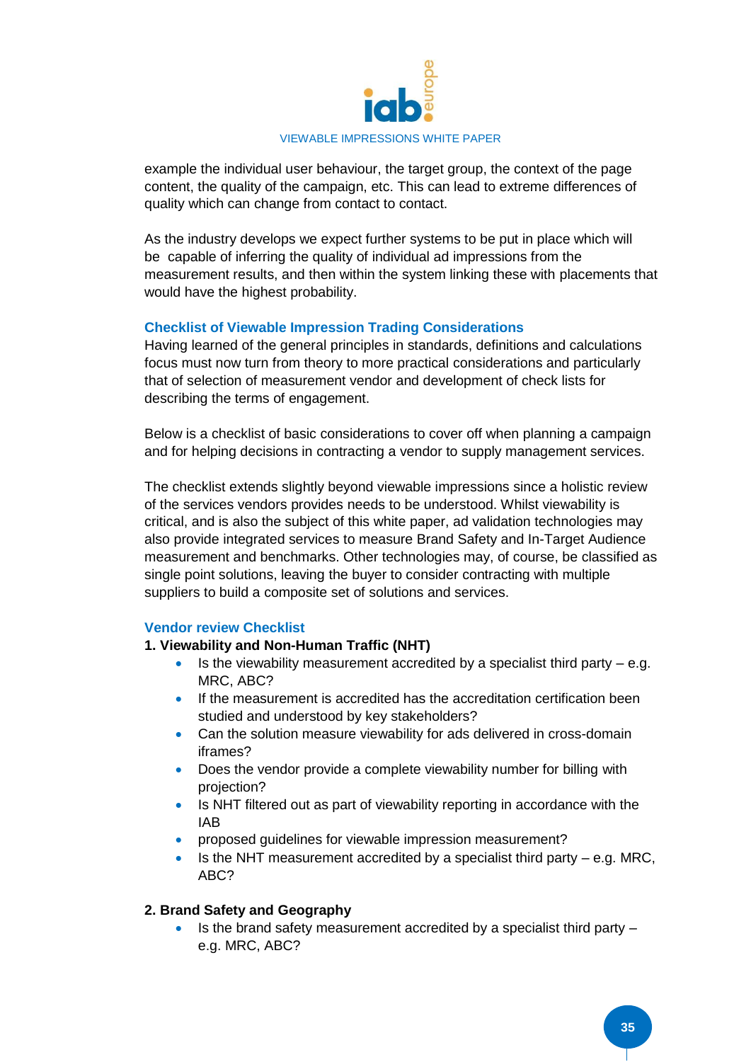example the individual user behaviour, the target group, the context of the page content, the quality of the campaign, etc. This can lead to extreme differences of quality which can change from contact to contact.

As the industry develops we expect further systems to be put in place which will be capable of inferring the quality of individual ad impressions from the measurement results, and then within the system linking these with placements that would have the highest probability.

### Checklist of Viewable Impression Trading Considerations

Having learned of the general principles in standards, definitions and calculations focus must now turn from theory to more practical considerations and particularly that of selection of measurement vendor and development of check lists for describing the terms of engagement.

Below is a checklist of basic considerations to cover off when planning a campaign and for helping decisions in contracting a vendor to supply management services.

The checklist extends slightly beyond viewable impressions since a holistic review of the services vendors provides needs to be understood. Whilst viewability is critical, and is also the subject of this white paper, ad validation technologies may also provide integrated services to measure Brand Safety and In-Target Audience measurement and benchmarks. Other technologies may, of course, be classified as single point solutions, leaving the buyer to consider contracting with multiple suppliers to build a composite set of solutions and services.

### Vendor review Checklist

**1. Viewability and Non-Human Traffic (NHT)**

- Is the viewability measurement accredited by a specialist third party – e.g. MRC, ABC?
- If the measurement is accredited has the accreditation certification been studied and understood by key stakeholders?
- Can the solution measure viewability for ads delivered in cross-domain iframes?
- Does the vendor provide a complete viewability number for billing with projection?
- Is NHT filtered out as part of viewability reporting in accordance with the IAB
- proposed guidelines for viewable impression measurement?
- Is the NHT measurement accredited by a specialist third party – e.g. MRC, ABC?

**2. Brand Safety and Geography**

- Is the brand safety measurement accredited by a specialist third party – e.g. MRC, ABC?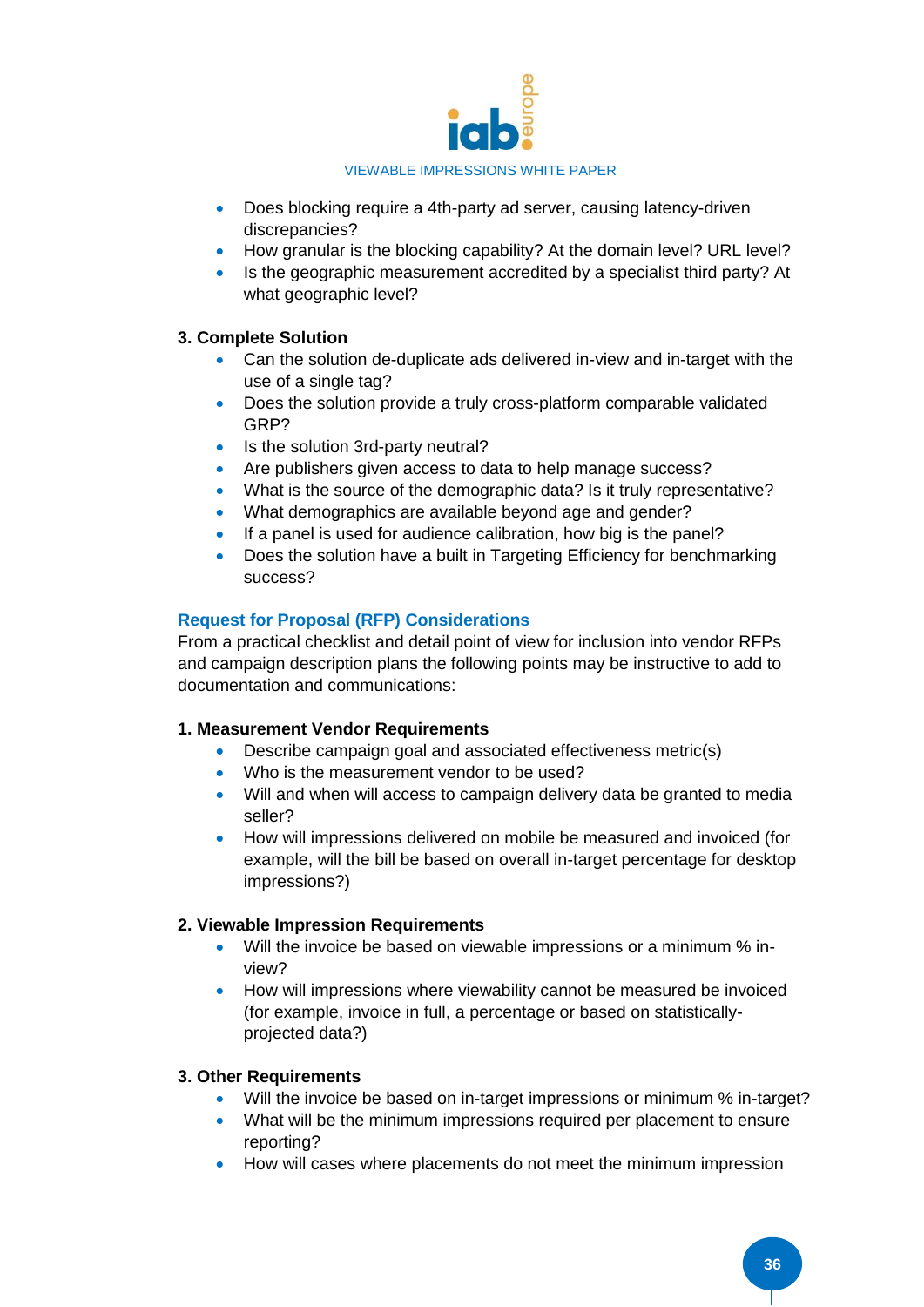- Does blocking require a 4th-party ad server, causing latency-driven discrepancies?
- How granular is the blocking capability? At the domain level? URL level?
- Is the geographic measurement accredited by a specialist third party? At what geographic level?

**3. Complete Solution**

- Can the solution de-duplicate ads delivered in-view and in-target with the use of a single tag?
- Does the solution provide a truly cross-platform comparable validated GRP?
- Is the solution 3rd-party neutral?
- Are publishers given access to data to help manage success?
- What is the source of the demographic data? Is it truly representative?
- What demographics are available beyond age and gender?
- If a panel is used for audience calibration, how big is the panel?
- Does the solution have a built in Targeting Efficiency for benchmarking success?

## Request for Proposal (RFP) Considerations

From a practical checklist and detail point of view for inclusion into vendor RFPs and campaign description plans the following points may be instructive to add to documentation and communications:

**1. Measurement Vendor Requirements**

- Describe campaign goal and associated effectiveness metric(s)
- Who is the measurement vendor to be used?
- Will and when will access to campaign delivery data be granted to media seller?
- How will impressions delivered on mobile be measured and invoiced (for example, will the bill be based on overall in-target percentage for desktop impressions?)

**2. Viewable Impression Requirements**

- Will the invoice be based on viewable impressions or a minimum % in-view?
- How will impressions where viewability cannot be measured be invoiced (for example, invoice in full, a percentage or based on statistically-projected data?)

**3. Other Requirements**

- Will the invoice be based on in-target impressions or minimum % in-target?
- What will be the minimum impressions required per placement to ensure reporting?
- How will cases where placements do not meet the minimum impression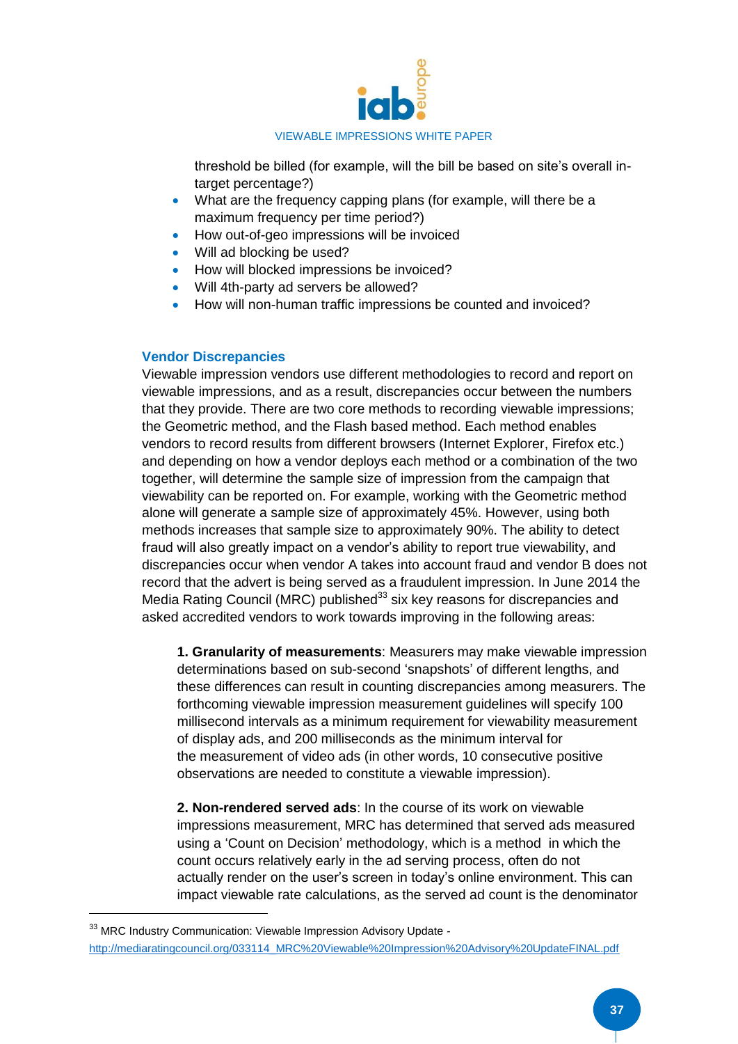threshold be billed (for example, will the bill be based on site's overall in-target percentage?)

- What are the frequency capping plans (for example, will there be a maximum frequency per time period?)
- How out-of-geo impressions will be invoiced
- Will ad blocking be used?
- How will blocked impressions be invoiced?
- Will 4th-party ad servers be allowed?
- How will non-human traffic impressions be counted and invoiced?

### Vendor Discrepancies

Viewable impression vendors use different methodologies to record and report on viewable impressions, and as a result, discrepancies occur between the numbers that they provide. There are two core methods to recording viewable impressions; the Geometric method, and the Flash based method. Each method enables vendors to record results from different browsers (Internet Explorer, Firefox etc.) and depending on how a vendor deploys each method or a combination of the two together, will determine the sample size of impression from the campaign that viewability can be reported on. For example, working with the Geometric method alone will generate a sample size of approximately 45%. However, using both methods increases that sample size to approximately 90%. The ability to detect fraud will also greatly impact on a vendor's ability to report true viewability, and discrepancies occur when vendor A takes into account fraud and vendor B does not record that the advert is being served as a fraudulent impression. In June 2014 the Media Rating Council (MRC) published[33] six key reasons for discrepancies and asked accredited vendors to work towards improving in the following areas:

**1. Granularity of measurements**: Measurers may make viewable impression determinations based on sub-second 'snapshots' of different lengths, and these differences can result in counting discrepancies among measurers. The forthcoming viewable impression measurement guidelines will specify 100 millisecond intervals as a minimum requirement for viewability measurement of display ads, and 200 milliseconds as the minimum interval for the measurement of video ads (in other words, 10 consecutive positive observations are needed to constitute a viewable impression).

**2. Non-rendered served ads**: In the course of its work on viewable impressions measurement, MRC has determined that served ads measured using a 'Count on Decision' methodology, which is a method in which the count occurs relatively early in the ad serving process, often do not actually render on the user's screen in today's online environment. This can impact viewable rate calculations, as the served ad count is the denominator

---

[33] MRC Industry Communication: Viewable Impression Advisory Update - http://mediaratingcouncil.org/033114_MRC%20Viewable%20Impression%20Advisory%20UpdateFINAL.pdf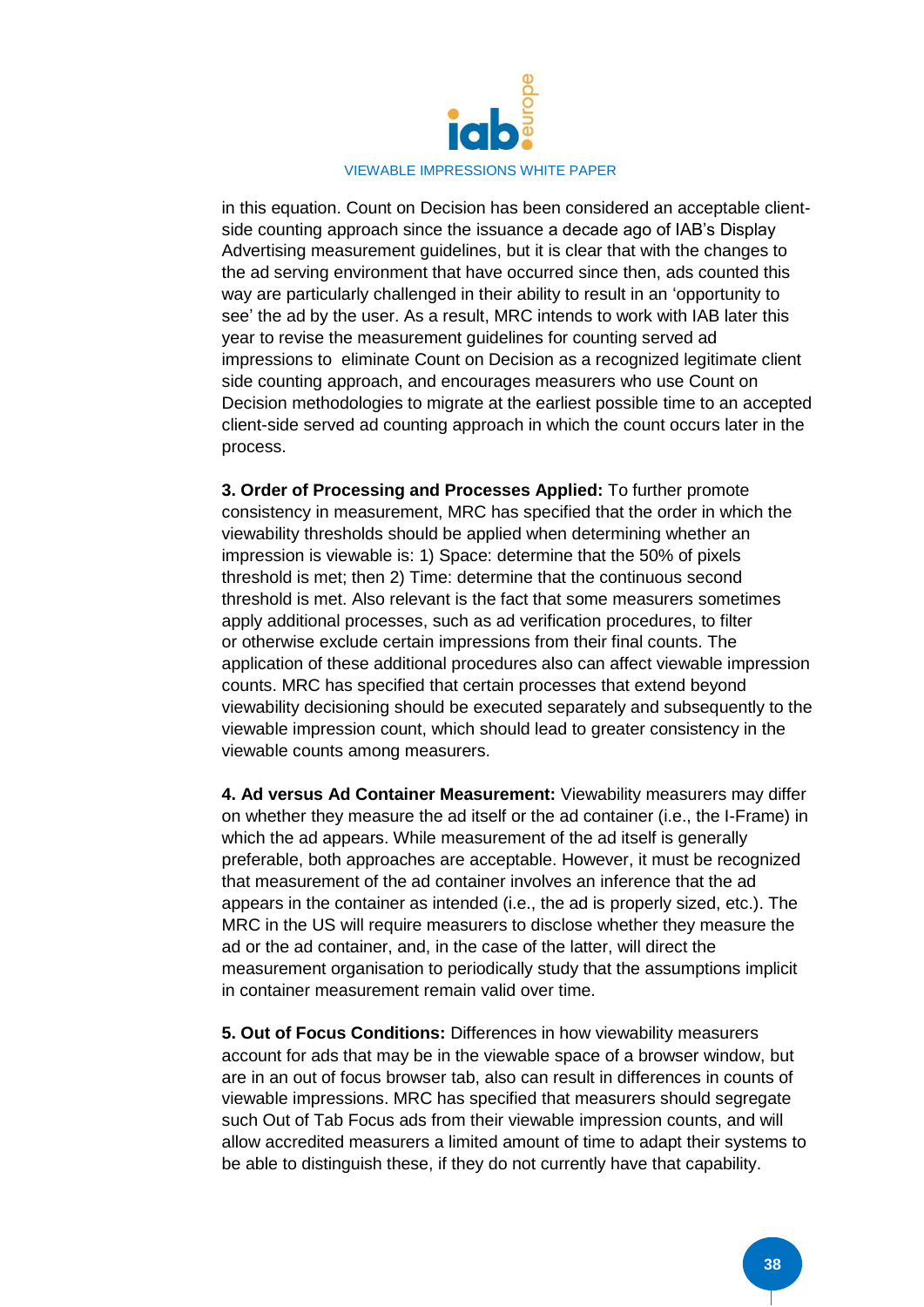in this equation. Count on Decision has been considered an acceptable client-side counting approach since the issuance a decade ago of IAB's Display Advertising measurement guidelines, but it is clear that with the changes to the ad serving environment that have occurred since then, ads counted this way are particularly challenged in their ability to result in an 'opportunity to see' the ad by the user. As a result, MRC intends to work with IAB later this year to revise the measurement guidelines for counting served ad impressions to eliminate Count on Decision as a recognized legitimate client side counting approach, and encourages measurers who use Count on Decision methodologies to migrate at the earliest possible time to an accepted client-side served ad counting approach in which the count occurs later in the process.

**3. Order of Processing and Processes Applied:** To further promote consistency in measurement, MRC has specified that the order in which the viewability thresholds should be applied when determining whether an impression is viewable is: 1) Space: determine that the 50% of pixels threshold is met; then 2) Time: determine that the continuous second threshold is met. Also relevant is the fact that some measurers sometimes apply additional processes, such as ad verification procedures, to filter or otherwise exclude certain impressions from their final counts. The application of these additional procedures also can affect viewable impression counts. MRC has specified that certain processes that extend beyond viewability decisioning should be executed separately and subsequently to the viewable impression count, which should lead to greater consistency in the viewable counts among measurers.

**4. Ad versus Ad Container Measurement:** Viewability measurers may differ on whether they measure the ad itself or the ad container (i.e., the I-Frame) in which the ad appears. While measurement of the ad itself is generally preferable, both approaches are acceptable. However, it must be recognized that measurement of the ad container involves an inference that the ad appears in the container as intended (i.e., the ad is properly sized, etc.). The MRC in the US will require measurers to disclose whether they measure the ad or the ad container, and, in the case of the latter, will direct the measurement organisation to periodically study that the assumptions implicit in container measurement remain valid over time.

**5. Out of Focus Conditions:** Differences in how viewability measurers account for ads that may be in the viewable space of a browser window, but are in an out of focus browser tab, also can result in differences in counts of viewable impressions. MRC has specified that measurers should segregate such Out of Tab Focus ads from their viewable impression counts, and will allow accredited measurers a limited amount of time to adapt their systems to be able to distinguish these, if they do not currently have that capability.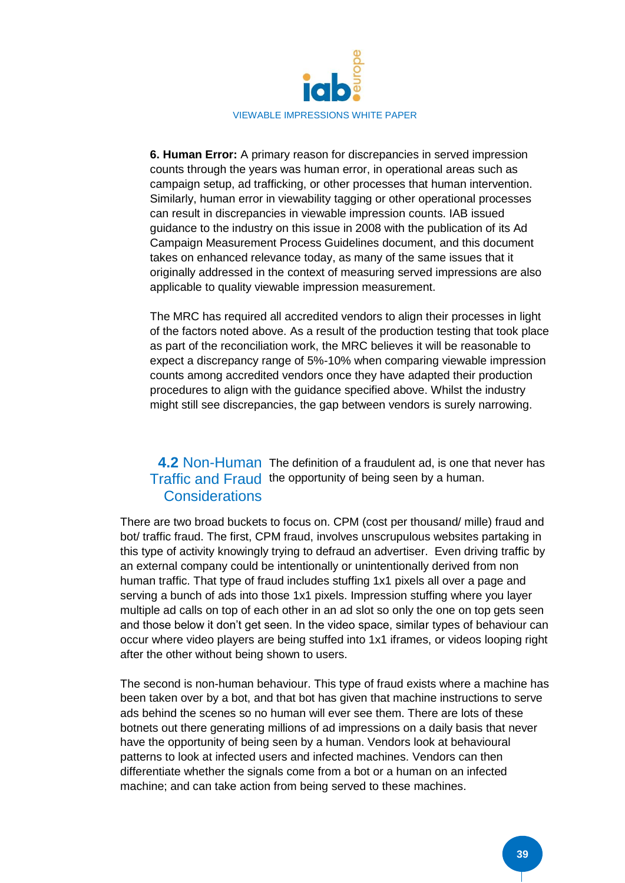**6. Human Error:** A primary reason for discrepancies in served impression counts through the years was human error, in operational areas such as campaign setup, ad trafficking, or other processes that human intervention. Similarly, human error in viewability tagging or other operational processes can result in discrepancies in viewable impression counts. IAB issued guidance to the industry on this issue in 2008 with the publication of its Ad Campaign Measurement Process Guidelines document, and this document takes on enhanced relevance today, as many of the same issues that it originally addressed in the context of measuring served impressions are also applicable to quality viewable impression measurement.

The MRC has required all accredited vendors to align their processes in light of the factors noted above. As a result of the production testing that took place as part of the reconciliation work, the MRC believes it will be reasonable to expect a discrepancy range of 5%-10% when comparing viewable impression counts among accredited vendors once they have adapted their production procedures to align with the guidance specified above. Whilst the industry might still see discrepancies, the gap between vendors is surely narrowing.

## 4.2 Non-Human Traffic and Fraud Considerations

The definition of a fraudulent ad, is one that never has the opportunity of being seen by a human.

There are two broad buckets to focus on. CPM (cost per thousand/ mille) fraud and bot/ traffic fraud. The first, CPM fraud, involves unscrupulous websites partaking in this type of activity knowingly trying to defraud an advertiser. Even driving traffic by an external company could be intentionally or unintentionally derived from non human traffic. That type of fraud includes stuffing 1x1 pixels all over a page and serving a bunch of ads into those 1x1 pixels. Impression stuffing where you layer multiple ad calls on top of each other in an ad slot so only the one on top gets seen and those below it don't get seen. In the video space, similar types of behaviour can occur where video players are being stuffed into 1x1 iframes, or videos looping right after the other without being shown to users.

The second is non-human behaviour. This type of fraud exists where a machine has been taken over by a bot, and that bot has given that machine instructions to serve ads behind the scenes so no human will ever see them. There are lots of these botnets out there generating millions of ad impressions on a daily basis that never have the opportunity of being seen by a human. Vendors look at behavioural patterns to look at infected users and infected machines. Vendors can then differentiate whether the signals come from a bot or a human on an infected machine; and can take action from being served to these machines.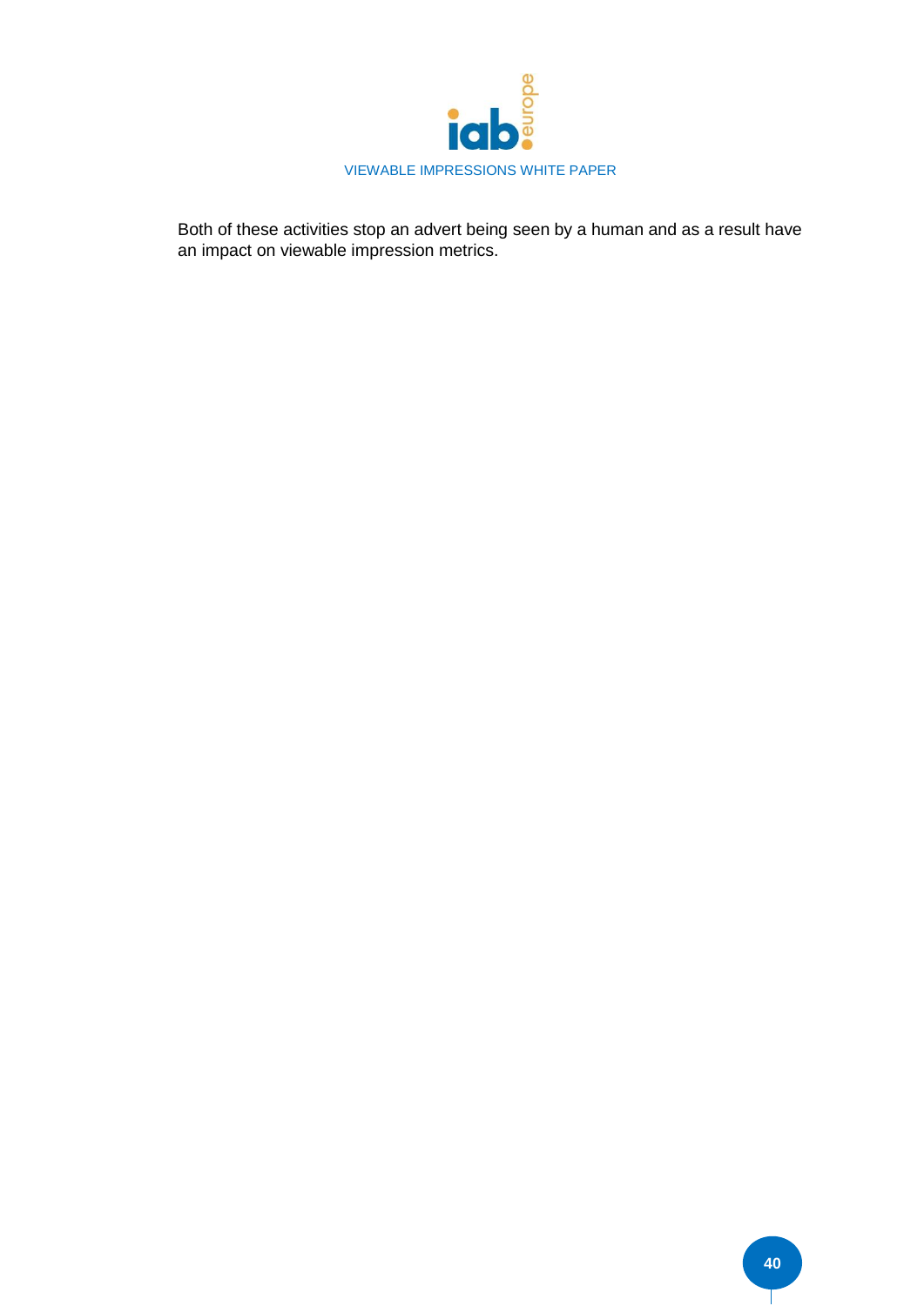Both of these activities stop an advert being seen by a human and as a result have an impact on viewable impression metrics.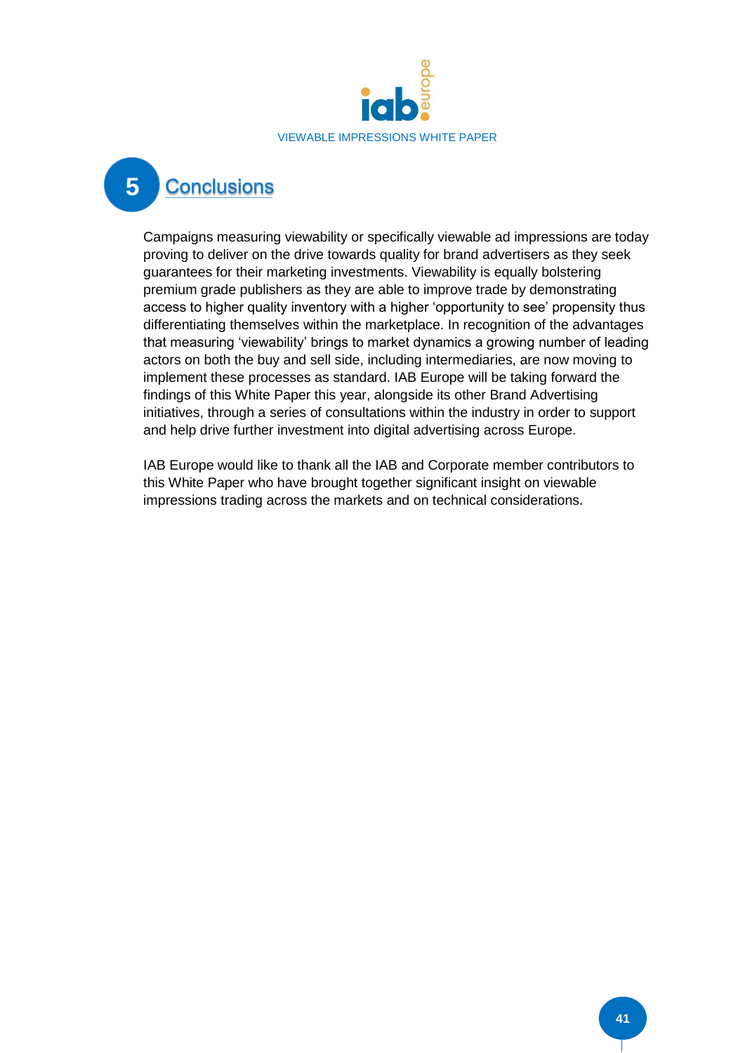# 5 Conclusions

Campaigns measuring viewability or specifically viewable ad impressions are today proving to deliver on the drive towards quality for brand advertisers as they seek guarantees for their marketing investments. Viewability is equally bolstering premium grade publishers as they are able to improve trade by demonstrating access to higher quality inventory with a higher 'opportunity to see' propensity thus differentiating themselves within the marketplace. In recognition of the advantages that measuring 'viewability' brings to market dynamics a growing number of leading actors on both the buy and sell side, including intermediaries, are now moving to implement these processes as standard. IAB Europe will be taking forward the findings of this White Paper this year, alongside its other Brand Advertising initiatives, through a series of consultations within the industry in order to support and help drive further investment into digital advertising across Europe.

IAB Europe would like to thank all the IAB and Corporate member contributors to this White Paper who have brought together significant insight on viewable impressions trading across the markets and on technical considerations.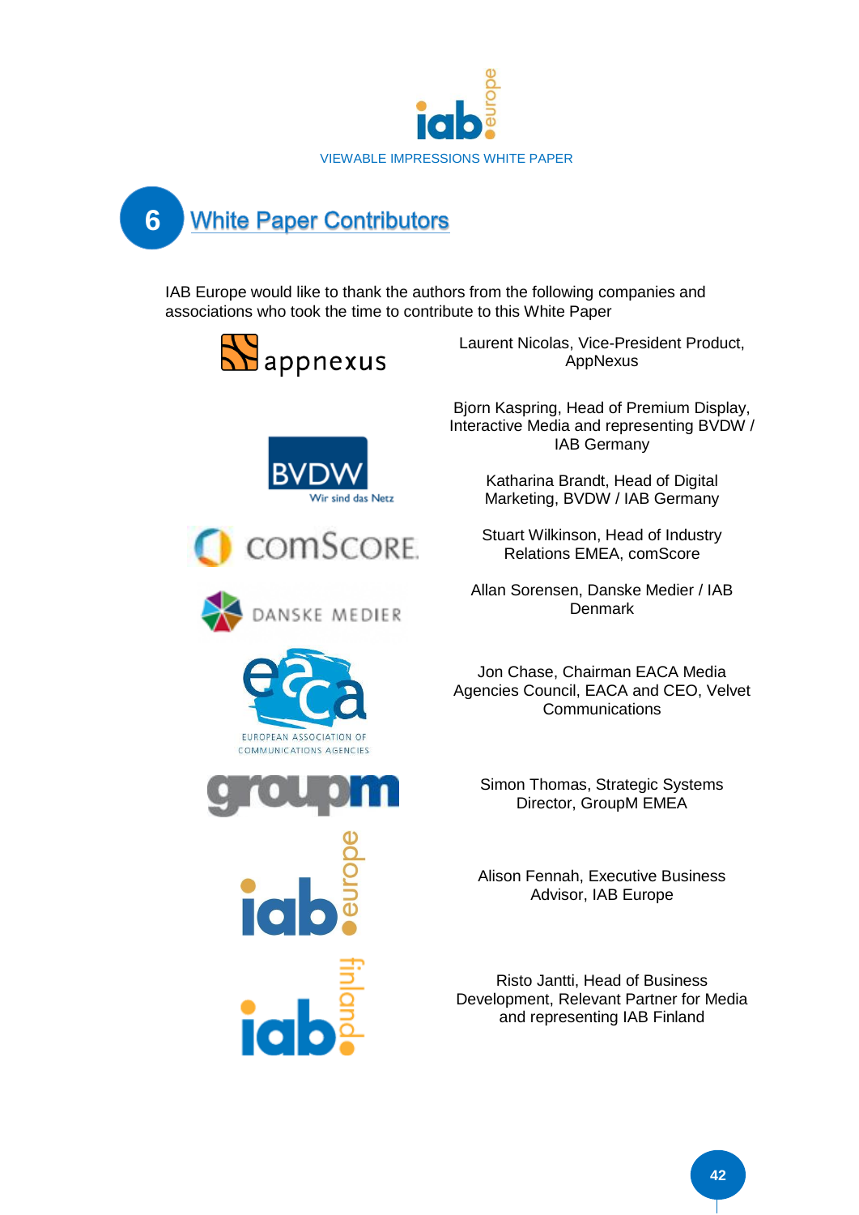# 6 White Paper Contributors

IAB Europe would like to thank the authors from the following companies and associations who took the time to contribute to this White Paper

Laurent Nicolas, Vice-President Product, AppNexus

Bjorn Kaspring, Head of Premium Display, Interactive Media and representing BVDW / IAB Germany

Katharina Brandt, Head of Digital Marketing, BVDW / IAB Germany

Stuart Wilkinson, Head of Industry Relations EMEA, comScore

Allan Sorensen, Danske Medier / IAB Denmark

Jon Chase, Chairman EACA Media Agencies Council, EACA and CEO, Velvet Communications

Simon Thomas, Strategic Systems Director, GroupM EMEA

Alison Fennah, Executive Business Advisor, IAB Europe

Risto Jantti, Head of Business Development, Relevant Partner for Media and representing IAB Finland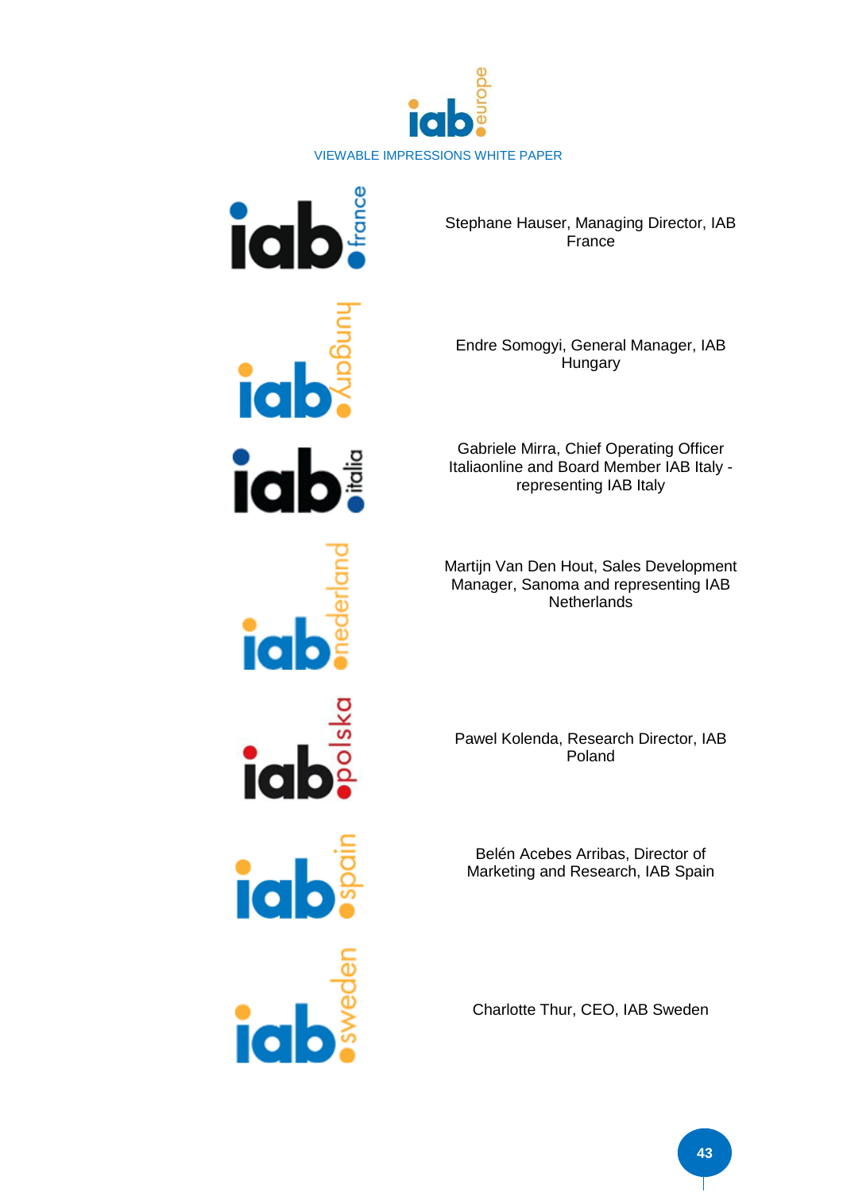Stephane Hauser, Managing Director, IAB France

Endre Somogyi, General Manager, IAB Hungary

Gabriele Mirra, Chief Operating Officer Italiaonline and Board Member IAB Italy - representing IAB Italy

Martijn Van Den Hout, Sales Development Manager, Sanoma and representing IAB Netherlands

Pawel Kolenda, Research Director, IAB Poland

Belén Acebes Arribas, Director of Marketing and Research, IAB Spain

Charlotte Thur, CEO, IAB Sweden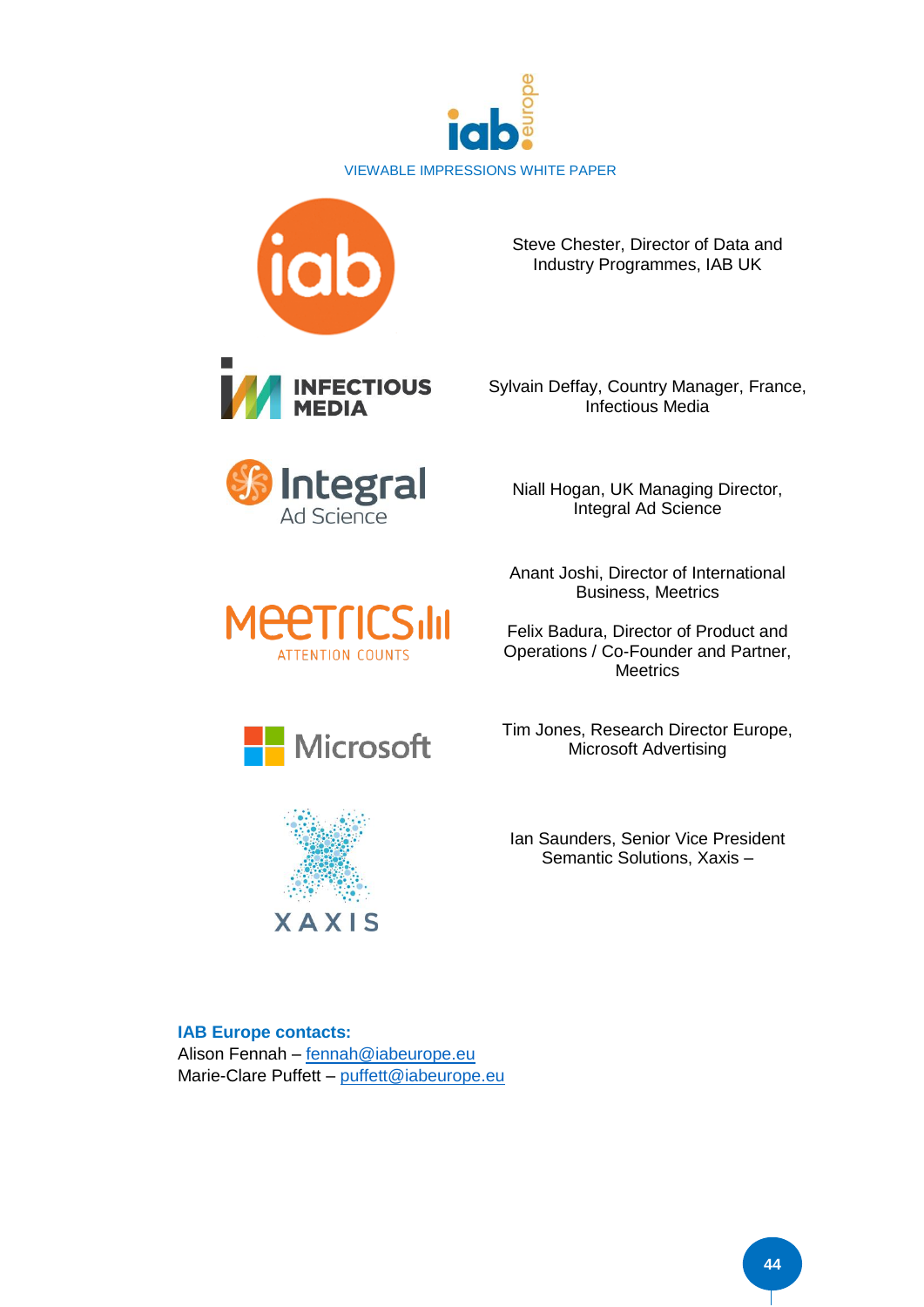Steve Chester, Director of Data and Industry Programmes, IAB UK

Sylvain Deffay, Country Manager, France, Infectious Media

Niall Hogan, UK Managing Director, Integral Ad Science

Anant Joshi, Director of International Business, Meetrics

Felix Badura, Director of Product and Operations / Co-Founder and Partner, Meetrics

Tim Jones, Research Director Europe, Microsoft Advertising

Ian Saunders, Senior Vice President Semantic Solutions, Xaxis –

**IAB Europe contacts:**
Alison Fennah – fennah@iabeurope.eu
Marie-Clare Puffett – puffett@iabeurope.eu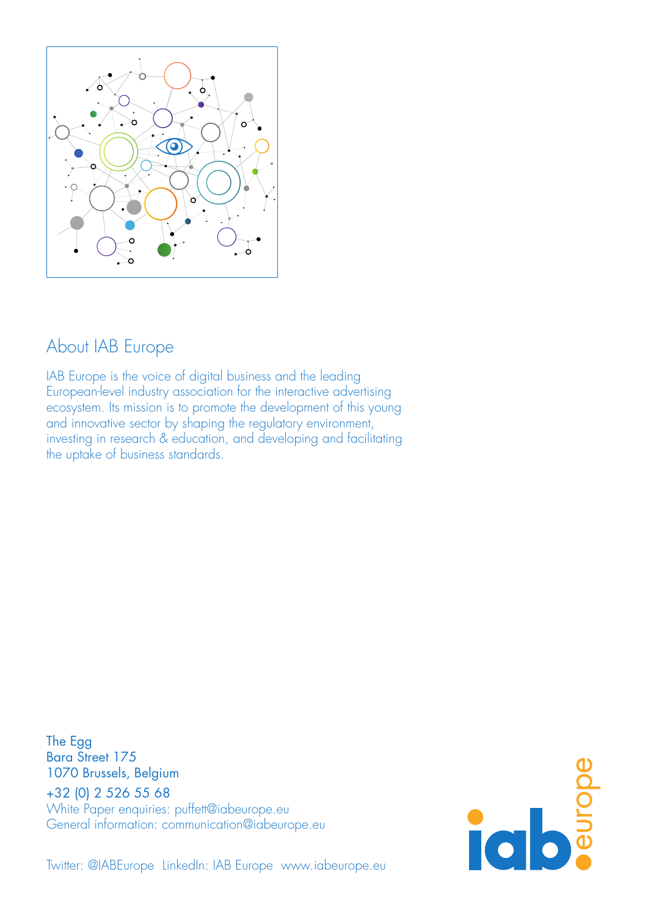## About IAB Europe

IAB Europe is the voice of digital business and the leading European-level industry association for the interactive advertising ecosystem. Its mission is to promote the development of this young and innovative sector by shaping the regulatory environment, investing in research & education, and developing and facilitating the uptake of business standards.

The Egg
Bara Street 175
1070 Brussels, Belgium

+32 (0) 2 526 55 68
White Paper enquiries: puffett@iabeurope.eu
General information: communication@iabeurope.eu

Twitter: @IABEurope LinkedIn: IAB Europe www.iabeurope.eu